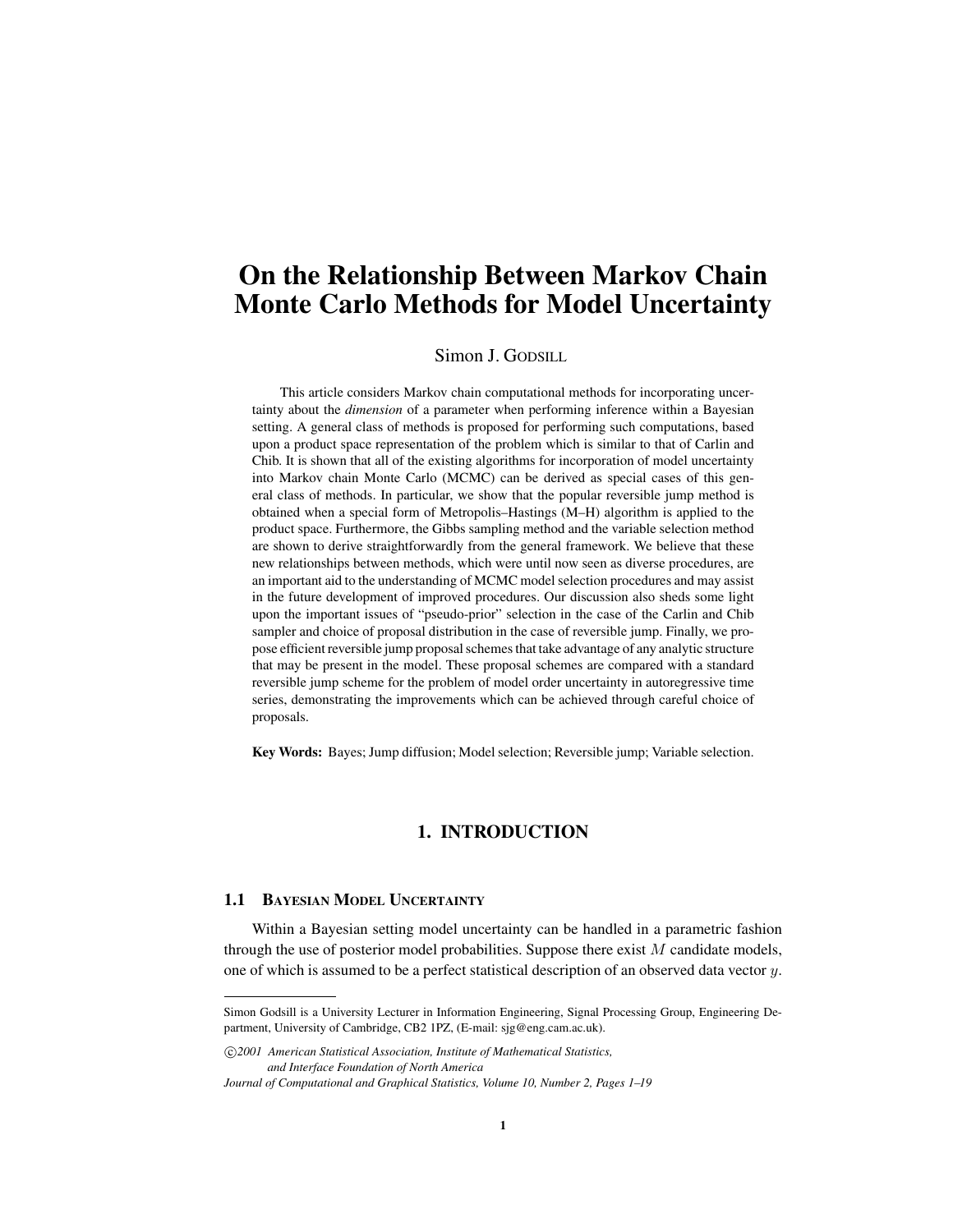# On the Relationship Between Markov Chain Monte Carlo Methods for Model Uncertainty

Simon J. GODSILL

This article considers Markov chain computational methods for incorporating uncertainty about the *dimension* of a parameter when performing inference within a Bayesian setting. A general class of methods is proposed for performing such computations, based upon a product space representation of the problem which is similar to that of Carlin and Chib. It is shown that all of the existing algorithms for incorporation of model uncertainty into Markov chain Monte Carlo (MCMC) can be derived as special cases of this general class of methods. In particular, we show that the popular reversible jump method is obtained when a special form of Metropolis–Hastings (M–H) algorithm is applied to the product space. Furthermore, the Gibbs sampling method and the variable selection method are shown to derive straightforwardly from the general framework. We believe that these new relationships between methods, which were until now seen as diverse procedures, are an important aid to the understanding of MCMC model selection procedures and may assist in the future development of improved procedures. Our discussion also sheds some light upon the important issues of "pseudo-prior" selection in the case of the Carlin and Chib sampler and choice of proposal distribution in the case of reversible jump. Finally, we propose efficient reversible jump proposal schemes that take advantage of any analytic structure that may be present in the model. These proposal schemes are compared with a standard reversible jump scheme for the problem of model order uncertainty in autoregressive time series, demonstrating the improvements which can be achieved through careful choice of proposals.

**Key Words:** Bayes; Jump diffusion; Model selection; Reversible jump; Variable selection.

## 1. INTRODUCTION

### 1.1 Bayesian Model Uncertainty

Within a Bayesian setting model uncertainty can be handled in a parametric fashion through the use of posterior model probabilities. Suppose there exist $M$ candidate models, one of which is assumed to be a perfect statistical description of an observed data vector $y$.

Simon Godsill is a University Lecturer in Information Engineering, Signal Processing Group, Engineering Department, University of Cambridge, CB2 1PZ, (E-mail: sjg@eng.cam.ac.uk).

©2001 *American Statistical Association, Institute of Mathematical Statistics, and Interface Foundation of North America*

*Journal of Computational and Graphical Statistics, Volume 10, Number 2, Pages 1–19*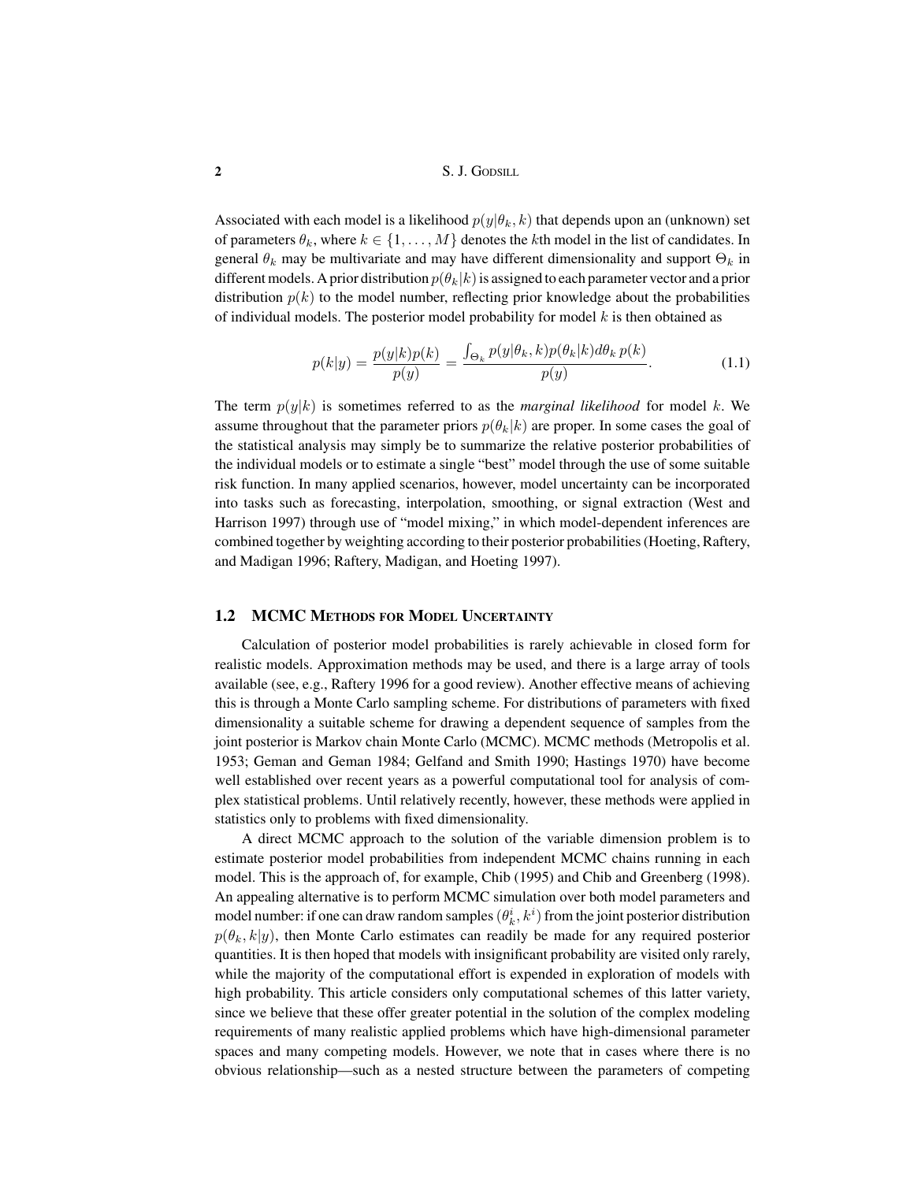Associated with each model is a likelihood $p(y|\theta_k, k)$ that depends upon an (unknown) set of parameters $\theta_k$, where $k \in \{1, \ldots, M\}$ denotes the $k$th model in the list of candidates. In general $\theta_k$ may be multivariate and may have different dimensionality and support $\Theta_k$ in different models. A prior distribution $p(\theta_k|k)$ is assigned to each parameter vector and a prior distribution $p(k)$ to the model number, reflecting prior knowledge about the probabilities of individual models. The posterior model probability for model $k$ is then obtained as

$$p(k|y) = \frac{p(y|k)p(k)}{p(y)} = \frac{\int_{\Theta_k} p(y|\theta_k, k)p(\theta_k|k)d\theta_k\, p(k)}{p(y)}. \tag{1.1}$$

The term $p(y|k)$ is sometimes referred to as the *marginal likelihood* for model $k$. We assume throughout that the parameter priors $p(\theta_k|k)$ are proper. In some cases the goal of the statistical analysis may simply be to summarize the relative posterior probabilities of the individual models or to estimate a single "best" model through the use of some suitable risk function. In many applied scenarios, however, model uncertainty can be incorporated into tasks such as forecasting, interpolation, smoothing, or signal extraction (West and Harrison 1997) through use of "model mixing," in which model-dependent inferences are combined together by weighting according to their posterior probabilities (Hoeting, Raftery, and Madigan 1996; Raftery, Madigan, and Hoeting 1997).

## 1.2 MCMC Methods for Model Uncertainty

Calculation of posterior model probabilities is rarely achievable in closed form for realistic models. Approximation methods may be used, and there is a large array of tools available (see, e.g., Raftery 1996 for a good review). Another effective means of achieving this is through a Monte Carlo sampling scheme. For distributions of parameters with fixed dimensionality a suitable scheme for drawing a dependent sequence of samples from the joint posterior is Markov chain Monte Carlo (MCMC). MCMC methods (Metropolis et al. 1953; Geman and Geman 1984; Gelfand and Smith 1990; Hastings 1970) have become well established over recent years as a powerful computational tool for analysis of complex statistical problems. Until relatively recently, however, these methods were applied in statistics only to problems with fixed dimensionality.

A direct MCMC approach to the solution of the variable dimension problem is to estimate posterior model probabilities from independent MCMC chains running in each model. This is the approach of, for example, Chib (1995) and Chib and Greenberg (1998). An appealing alternative is to perform MCMC simulation over both model parameters and model number: if one can draw random samples $(\theta_k^i, k^i)$ from the joint posterior distribution $p(\theta_k, k|y)$, then Monte Carlo estimates can readily be made for any required posterior quantities. It is then hoped that models with insignificant probability are visited only rarely, while the majority of the computational effort is expended in exploration of models with high probability. This article considers only computational schemes of this latter variety, since we believe that these offer greater potential in the solution of the complex modeling requirements of many realistic applied problems which have high-dimensional parameter spaces and many competing models. However, we note that in cases where there is no obvious relationship—such as a nested structure between the parameters of competing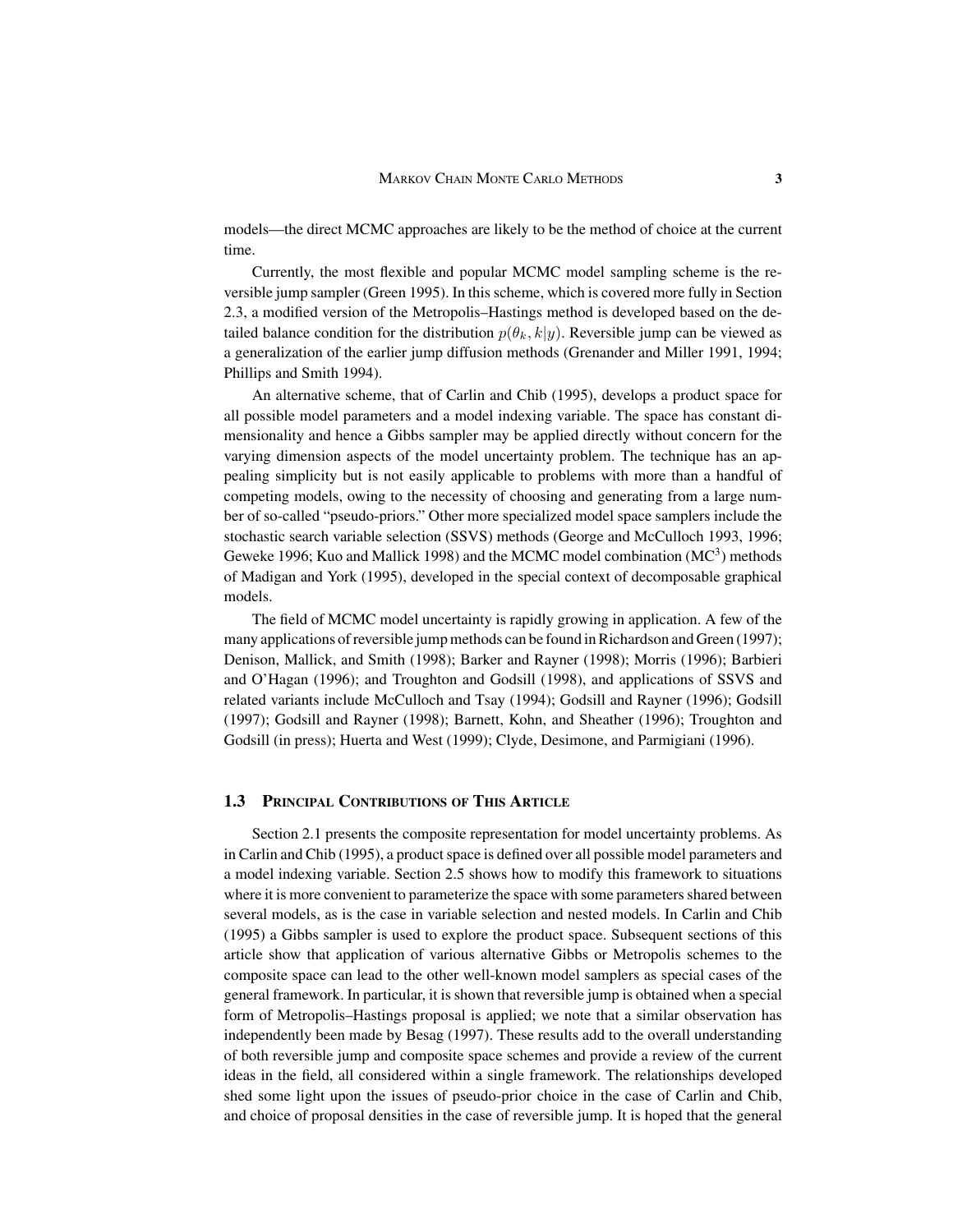models—the direct MCMC approaches are likely to be the method of choice at the current time.

Currently, the most flexible and popular MCMC model sampling scheme is the reversible jump sampler (Green 1995). In this scheme, which is covered more fully in Section 2.3, a modified version of the Metropolis–Hastings method is developed based on the detailed balance condition for the distribution $p(\theta_k, k|y)$. Reversible jump can be viewed as a generalization of the earlier jump diffusion methods (Grenander and Miller 1991, 1994; Phillips and Smith 1994).

An alternative scheme, that of Carlin and Chib (1995), develops a product space for all possible model parameters and a model indexing variable. The space has constant dimensionality and hence a Gibbs sampler may be applied directly without concern for the varying dimension aspects of the model uncertainty problem. The technique has an appealing simplicity but is not easily applicable to problems with more than a handful of competing models, owing to the necessity of choosing and generating from a large number of so-called "pseudo-priors." Other more specialized model space samplers include the stochastic search variable selection (SSVS) methods (George and McCulloch 1993, 1996; Geweke 1996; Kuo and Mallick 1998) and the MCMC model combination ($\text{MC}^3$) methods of Madigan and York (1995), developed in the special context of decomposable graphical models.

The field of MCMC model uncertainty is rapidly growing in application. A few of the many applications of reversible jump methods can be found in Richardson and Green (1997); Denison, Mallick, and Smith (1998); Barker and Rayner (1998); Morris (1996); Barbieri and O'Hagan (1996); and Troughton and Godsill (1998), and applications of SSVS and related variants include McCulloch and Tsay (1994); Godsill and Rayner (1996); Godsill (1997); Godsill and Rayner (1998); Barnett, Kohn, and Sheather (1996); Troughton and Godsill (in press); Huerta and West (1999); Clyde, Desimone, and Parmigiani (1996).

### 1.3 Principal Contributions of This Article

Section 2.1 presents the composite representation for model uncertainty problems. As in Carlin and Chib (1995), a product space is defined over all possible model parameters and a model indexing variable. Section 2.5 shows how to modify this framework to situations where it is more convenient to parameterize the space with some parameters shared between several models, as is the case in variable selection and nested models. In Carlin and Chib (1995) a Gibbs sampler is used to explore the product space. Subsequent sections of this article show that application of various alternative Gibbs or Metropolis schemes to the composite space can lead to the other well-known model samplers as special cases of the general framework. In particular, it is shown that reversible jump is obtained when a special form of Metropolis–Hastings proposal is applied; we note that a similar observation has independently been made by Besag (1997). These results add to the overall understanding of both reversible jump and composite space schemes and provide a review of the current ideas in the field, all considered within a single framework. The relationships developed shed some light upon the issues of pseudo-prior choice in the case of Carlin and Chib, and choice of proposal densities in the case of reversible jump. It is hoped that the general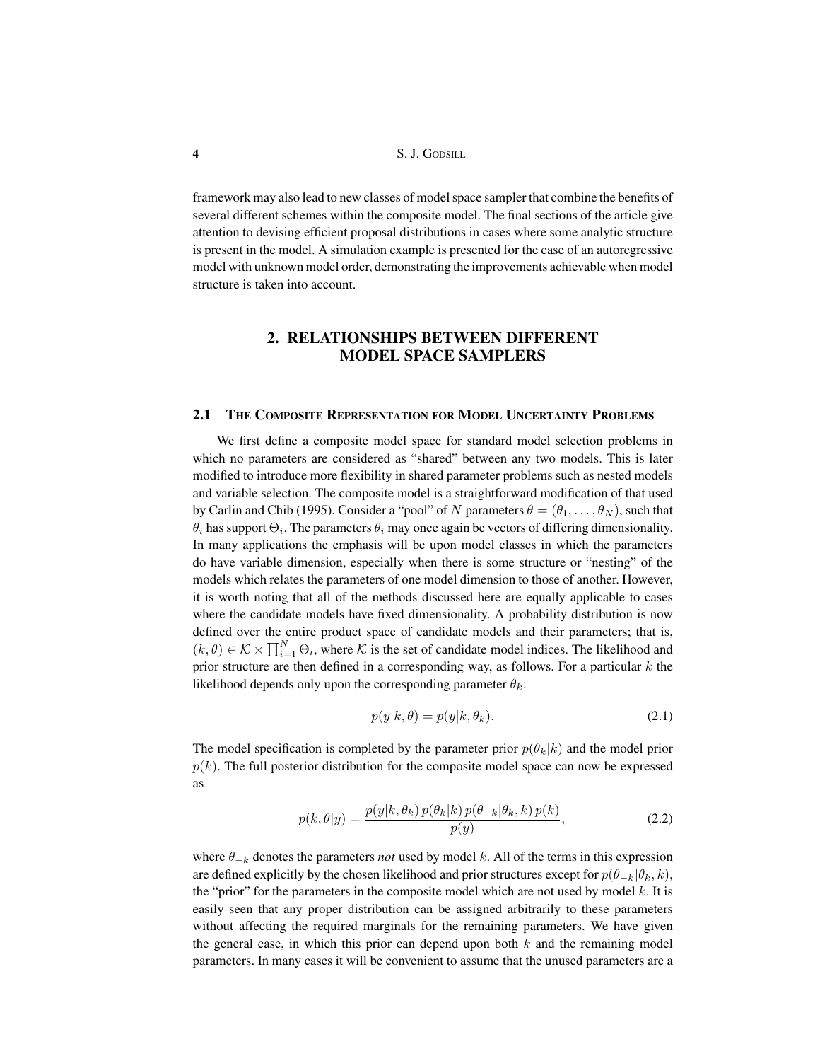framework may also lead to new classes of model space sampler that combine the benefits of several different schemes within the composite model. The final sections of the article give attention to devising efficient proposal distributions in cases where some analytic structure is present in the model. A simulation example is presented for the case of an autoregressive model with unknown model order, demonstrating the improvements achievable when model structure is taken into account.

## 2. RELATIONSHIPS BETWEEN DIFFERENT MODEL SPACE SAMPLERS

### 2.1 The Composite Representation for Model Uncertainty Problems

We first define a composite model space for standard model selection problems in which no parameters are considered as "shared" between any two models. This is later modified to introduce more flexibility in shared parameter problems such as nested models and variable selection. The composite model is a straightforward modification of that used by Carlin and Chib (1995). Consider a "pool" of $N$ parameters $\theta = (\theta_1, \ldots, \theta_N)$, such that $\theta_i$ has support $\Theta_i$. The parameters $\theta_i$ may once again be vectors of differing dimensionality. In many applications the emphasis will be upon model classes in which the parameters do have variable dimension, especially when there is some structure or "nesting" of the models which relates the parameters of one model dimension to those of another. However, it is worth noting that all of the methods discussed here are equally applicable to cases where the candidate models have fixed dimensionality. A probability distribution is now defined over the entire product space of candidate models and their parameters; that is, $(k, \theta) \in \mathcal{K} \times \prod_{i=1}^{N} \Theta_i$, where $\mathcal{K}$ is the set of candidate model indices. The likelihood and prior structure are then defined in a corresponding way, as follows. For a particular $k$ the likelihood depends only upon the corresponding parameter $\theta_k$:

$$p(y|k, \theta) = p(y|k, \theta_k). \tag{2.1}$$

The model specification is completed by the parameter prior $p(\theta_k|k)$ and the model prior $p(k)$. The full posterior distribution for the composite model space can now be expressed as

$$p(k, \theta|y) = \frac{p(y|k, \theta_k)\, p(\theta_k|k)\, p(\theta_{-k}|\theta_k, k)\, p(k)}{p(y)}, \tag{2.2}$$

where $\theta_{-k}$ denotes the parameters *not* used by model $k$. All of the terms in this expression are defined explicitly by the chosen likelihood and prior structures except for $p(\theta_{-k}|\theta_k, k)$, the "prior" for the parameters in the composite model which are not used by model $k$. It is easily seen that any proper distribution can be assigned arbitrarily to these parameters without affecting the required marginals for the remaining parameters. We have given the general case, in which this prior can depend upon both $k$ and the remaining model parameters. In many cases it will be convenient to assume that the unused parameters are a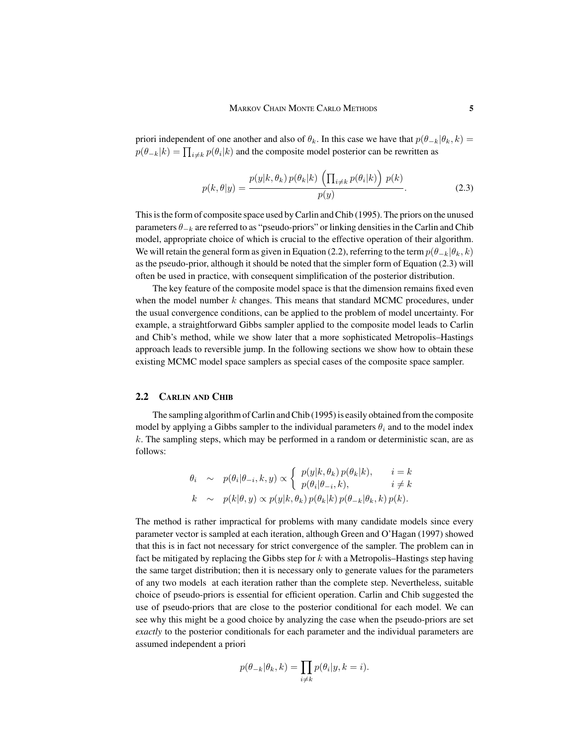priori independent of one another and also of $\theta_k$. In this case we have that $p(\theta_{-k}|\theta_k, k) = p(\theta_{-k}|k) = \prod_{i \neq k} p(\theta_i|k)$ and the composite model posterior can be rewritten as

$$p(k, \theta|y) = \frac{p(y|k, \theta_k)\, p(\theta_k|k)\, \left(\prod_{i \neq k} p(\theta_i|k)\right)\, p(k)}{p(y)}. \tag{2.3}$$

This is the form of composite space used by Carlin and Chib (1995). The priors on the unused parameters $\theta_{-k}$ are referred to as "pseudo-priors" or linking densities in the Carlin and Chib model, appropriate choice of which is crucial to the effective operation of their algorithm. We will retain the general form as given in Equation (2.2), referring to the term $p(\theta_{-k}|\theta_k, k)$ as the pseudo-prior, although it should be noted that the simpler form of Equation (2.3) will often be used in practice, with consequent simplification of the posterior distribution.

The key feature of the composite model space is that the dimension remains fixed even when the model number $k$ changes. This means that standard MCMC procedures, under the usual convergence conditions, can be applied to the problem of model uncertainty. For example, a straightforward Gibbs sampler applied to the composite model leads to Carlin and Chib's method, while we show later that a more sophisticated Metropolis–Hastings approach leads to reversible jump. In the following sections we show how to obtain these existing MCMC model space samplers as special cases of the composite space sampler.

## 2.2 Carlin and Chib

The sampling algorithm of Carlin and Chib (1995) is easily obtained from the composite model by applying a Gibbs sampler to the individual parameters $\theta_i$ and to the model index $k$. The sampling steps, which may be performed in a random or deterministic scan, are as follows:

$$\begin{aligned}
\theta_i &\sim p(\theta_i|\theta_{-i}, k, y) \propto \begin{cases} p(y|k, \theta_k)\, p(\theta_k|k), & i = k \\ p(\theta_i|\theta_{-i}, k), & i \neq k \end{cases} \\
k &\sim p(k|\theta, y) \propto p(y|k, \theta_k)\, p(\theta_k|k)\, p(\theta_{-k}|\theta_k, k)\, p(k).
\end{aligned}$$

The method is rather impractical for problems with many candidate models since every parameter vector is sampled at each iteration, although Green and O'Hagan (1997) showed that this is in fact not necessary for strict convergence of the sampler. The problem can in fact be mitigated by replacing the Gibbs step for $k$ with a Metropolis–Hastings step having the same target distribution; then it is necessary only to generate values for the parameters of any two models at each iteration rather than the complete step. Nevertheless, suitable choice of pseudo-priors is essential for efficient operation. Carlin and Chib suggested the use of pseudo-priors that are close to the posterior conditional for each model. We can see why this might be a good choice by analyzing the case when the pseudo-priors are set *exactly* to the posterior conditionals for each parameter and the individual parameters are assumed independent a priori

$$p(\theta_{-k}|\theta_k, k) = \prod_{i \neq k} p(\theta_i|y, k = i).$$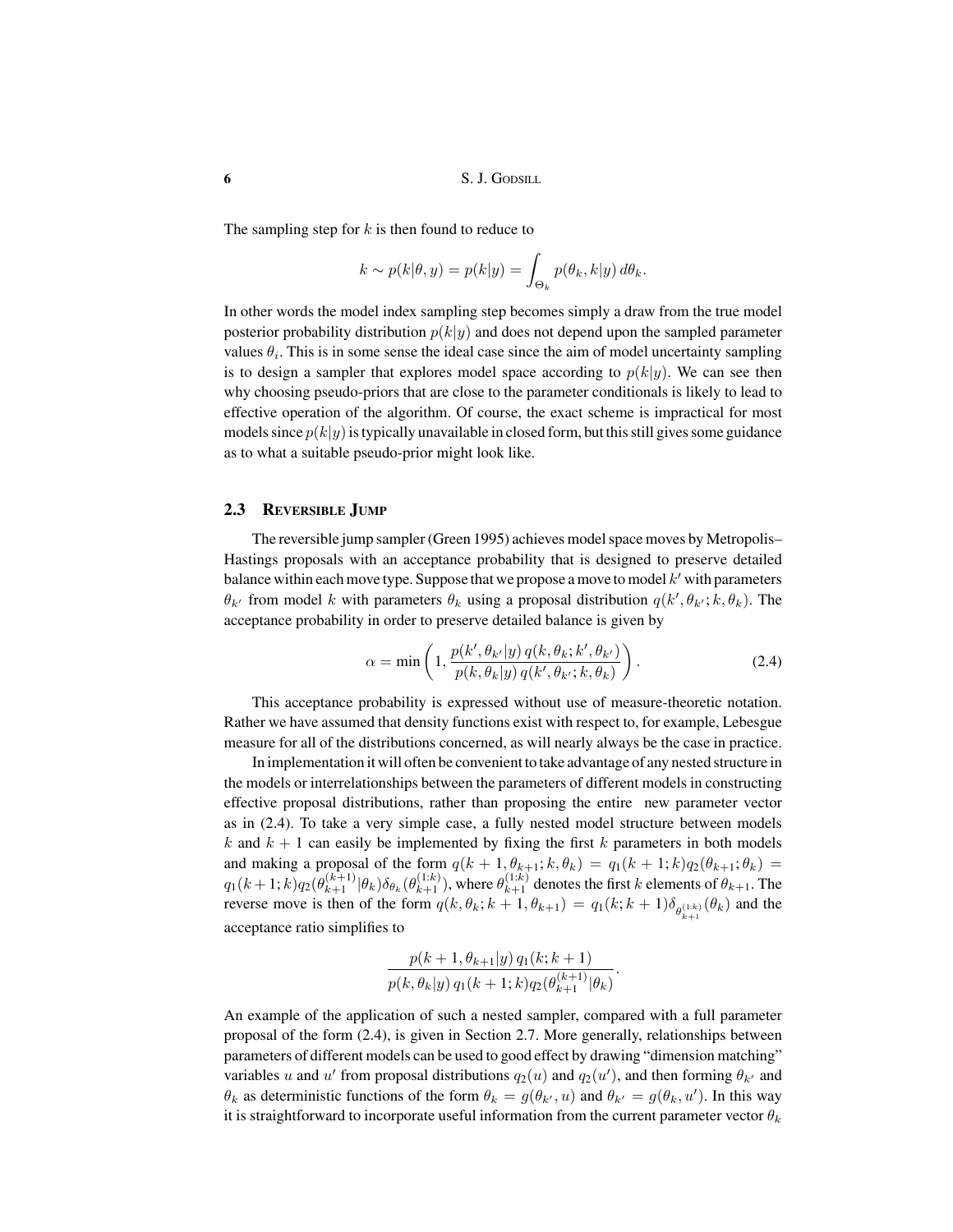The sampling step for $k$ is then found to reduce to

$$k \sim p(k|\theta, y) = p(k|y) = \int_{\Theta_k} p(\theta_k, k|y)\, d\theta_k.$$

In other words the model index sampling step becomes simply a draw from the true model posterior probability distribution $p(k|y)$ and does not depend upon the sampled parameter values $\theta_i$. This is in some sense the ideal case since the aim of model uncertainty sampling is to design a sampler that explores model space according to $p(k|y)$. We can see then why choosing pseudo-priors that are close to the parameter conditionals is likely to lead to effective operation of the algorithm. Of course, the exact scheme is impractical for most models since $p(k|y)$ is typically unavailable in closed form, but this still gives some guidance as to what a suitable pseudo-prior might look like.

## 2.3 Reversible Jump

The reversible jump sampler (Green 1995) achieves model space moves by Metropolis–Hastings proposals with an acceptance probability that is designed to preserve detailed balance within each move type. Suppose that we propose a move to model $k'$ with parameters $\theta_{k'}$ from model $k$ with parameters $\theta_k$ using a proposal distribution $q(k', \theta_{k'}; k, \theta_k)$. The acceptance probability in order to preserve detailed balance is given by

$$\alpha = \min\left(1, \frac{p(k', \theta_{k'}|y)\, q(k, \theta_k; k', \theta_{k'})}{p(k, \theta_k|y)\, q(k', \theta_{k'}; k, \theta_k)}\right). \tag{2.4}$$

This acceptance probability is expressed without use of measure-theoretic notation. Rather we have assumed that density functions exist with respect to, for example, Lebesgue measure for all of the distributions concerned, as will nearly always be the case in practice.

In implementation it will often be convenient to take advantage of any nested structure in the models or interrelationships between the parameters of different models in constructing effective proposal distributions, rather than proposing the entire new parameter vector as in (2.4). To take a very simple case, a fully nested model structure between models $k$ and $k+1$ can easily be implemented by fixing the first $k$ parameters in both models and making a proposal of the form $q(k+1, \theta_{k+1}; k, \theta_k) = q_1(k+1; k) q_2(\theta_{k+1}; \theta_k) = q_1(k+1; k) q_2(\theta_{k+1}^{(k+1)}|\theta_k)\delta_{\theta_k}(\theta_{k+1}^{(1:k)})$, where $\theta_{k+1}^{(1:k)}$ denotes the first $k$ elements of $\theta_{k+1}$. The reverse move is then of the form $q(k, \theta_k; k+1, \theta_{k+1}) = q_1(k; k+1)\delta_{\theta_{k+1}^{(1:k)}}(\theta_k)$ and the acceptance ratio simplifies to

$$\frac{p(k+1, \theta_{k+1}|y)\, q_1(k; k+1)}{p(k, \theta_k|y)\, q_1(k+1; k) q_2(\theta_{k+1}^{(k+1)}|\theta_k)}.$$

An example of the application of such a nested sampler, compared with a full parameter proposal of the form (2.4), is given in Section 2.7. More generally, relationships between parameters of different models can be used to good effect by drawing "dimension matching" variables $u$ and $u'$ from proposal distributions $q_2(u)$ and $q_2(u')$, and then forming $\theta_{k'}$ and $\theta_k$ as deterministic functions of the form $\theta_k = g(\theta_{k'}, u)$ and $\theta_{k'} = g(\theta_k, u')$. In this way it is straightforward to incorporate useful information from the current parameter vector $\theta_k$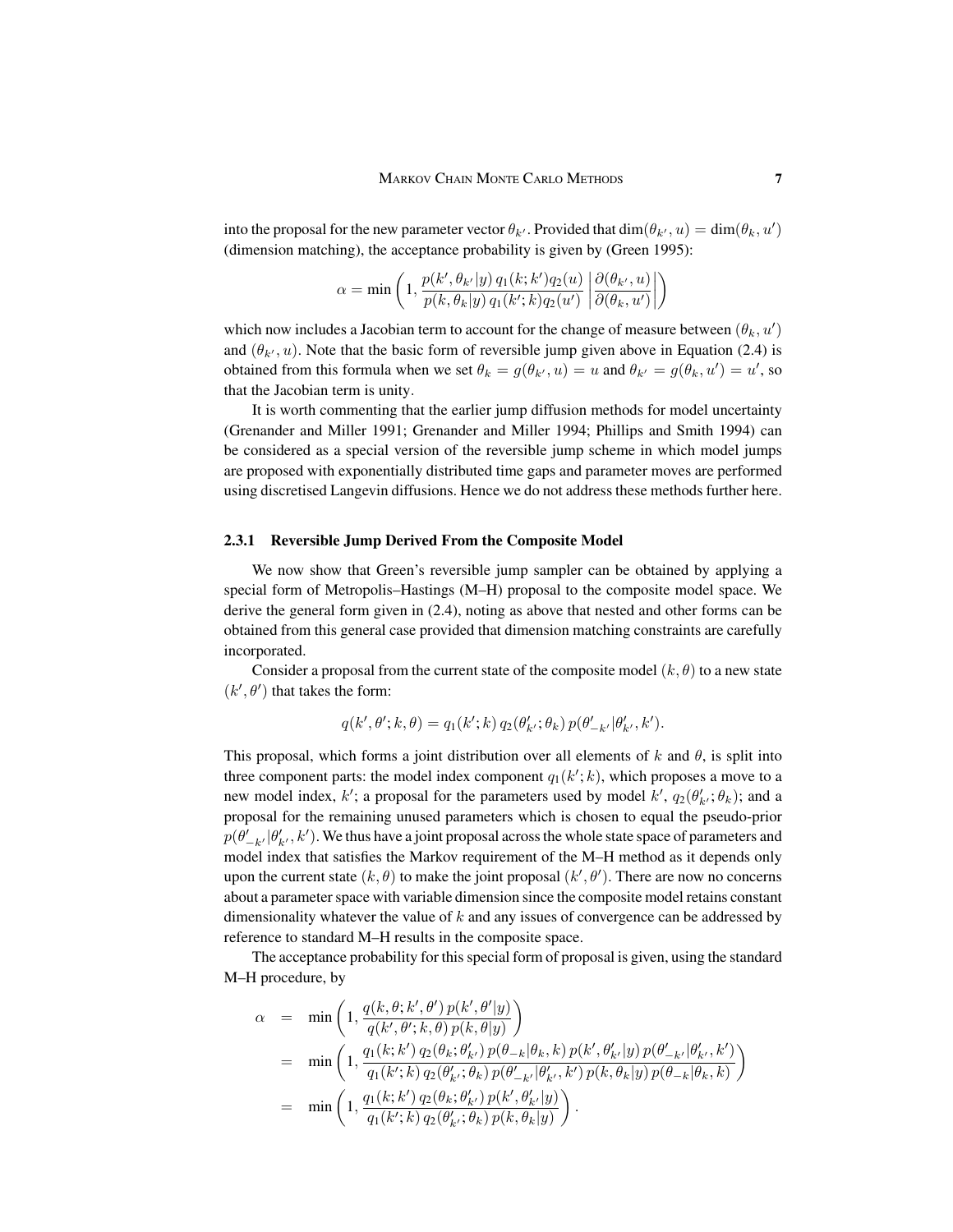into the proposal for the new parameter vector $\theta_{k'}$. Provided that $\dim(\theta_{k'}, u) = \dim(\theta_k, u')$ (dimension matching), the acceptance probability is given by (Green 1995):

$$\alpha = \min\left(1, \frac{p(k', \theta_{k'}|y)\, q_1(k; k') q_2(u)}{p(k, \theta_k|y)\, q_1(k'; k) q_2(u')} \left|\frac{\partial(\theta_{k'}, u)}{\partial(\theta_k, u')}\right|\right)$$

which now includes a Jacobian term to account for the change of measure between $(\theta_k, u')$ and $(\theta_{k'}, u)$. Note that the basic form of reversible jump given above in Equation (2.4) is obtained from this formula when we set $\theta_k = g(\theta_{k'}, u) = u$ and $\theta_{k'} = g(\theta_k, u') = u'$, so that the Jacobian term is unity.

It is worth commenting that the earlier jump diffusion methods for model uncertainty (Grenander and Miller 1991; Grenander and Miller 1994; Phillips and Smith 1994) can be considered as a special version of the reversible jump scheme in which model jumps are proposed with exponentially distributed time gaps and parameter moves are performed using discretised Langevin diffusions. Hence we do not address these methods further here.

### 2.3.1 Reversible Jump Derived From the Composite Model

We now show that Green's reversible jump sampler can be obtained by applying a special form of Metropolis–Hastings (M–H) proposal to the composite model space. We derive the general form given in (2.4), noting as above that nested and other forms can be obtained from this general case provided that dimension matching constraints are carefully incorporated.

Consider a proposal from the current state of the composite model $(k, \theta)$ to a new state $(k', \theta')$ that takes the form:

$$q(k', \theta'; k, \theta) = q_1(k'; k)\, q_2(\theta'_{k'}; \theta_k)\, p(\theta'_{-k'}|\theta'_{k'}, k').$$

This proposal, which forms a joint distribution over all elements of $k$ and $\theta$, is split into three component parts: the model index component $q_1(k'; k)$, which proposes a move to a new model index, $k'$; a proposal for the parameters used by model $k'$, $q_2(\theta'_{k'}; \theta_k)$; and a proposal for the remaining unused parameters which is chosen to equal the pseudo-prior $p(\theta'_{-k'}|\theta'_{k'}, k')$. We thus have a joint proposal across the whole state space of parameters and model index that satisfies the Markov requirement of the M–H method as it depends only upon the current state $(k, \theta)$ to make the joint proposal $(k', \theta')$. There are now no concerns about a parameter space with variable dimension since the composite model retains constant dimensionality whatever the value of $k$ and any issues of convergence can be addressed by reference to standard M–H results in the composite space.

The acceptance probability for this special form of proposal is given, using the standard M–H procedure, by

$$\begin{aligned}
\alpha &= \min\left(1, \frac{q(k, \theta; k', \theta')\, p(k', \theta'|y)}{q(k', \theta'; k, \theta)\, p(k, \theta|y)}\right) \\
&= \min\left(1, \frac{q_1(k; k')\, q_2(\theta_k; \theta'_{k'})\, p(\theta_{-k}|\theta_k, k)\, p(k', \theta'_{k'}|y)\, p(\theta'_{-k'}|\theta'_{k'}, k')}{q_1(k'; k)\, q_2(\theta'_{k'}; \theta_k)\, p(\theta'_{-k'}|\theta'_{k'}, k')\, p(k, \theta_k|y)\, p(\theta_{-k}|\theta_k, k)}\right) \\
&= \min\left(1, \frac{q_1(k; k')\, q_2(\theta_k; \theta'_{k'})\, p(k', \theta'_{k'}|y)}{q_1(k'; k)\, q_2(\theta'_{k'}; \theta_k)\, p(k, \theta_k|y)}\right).
\end{aligned}$$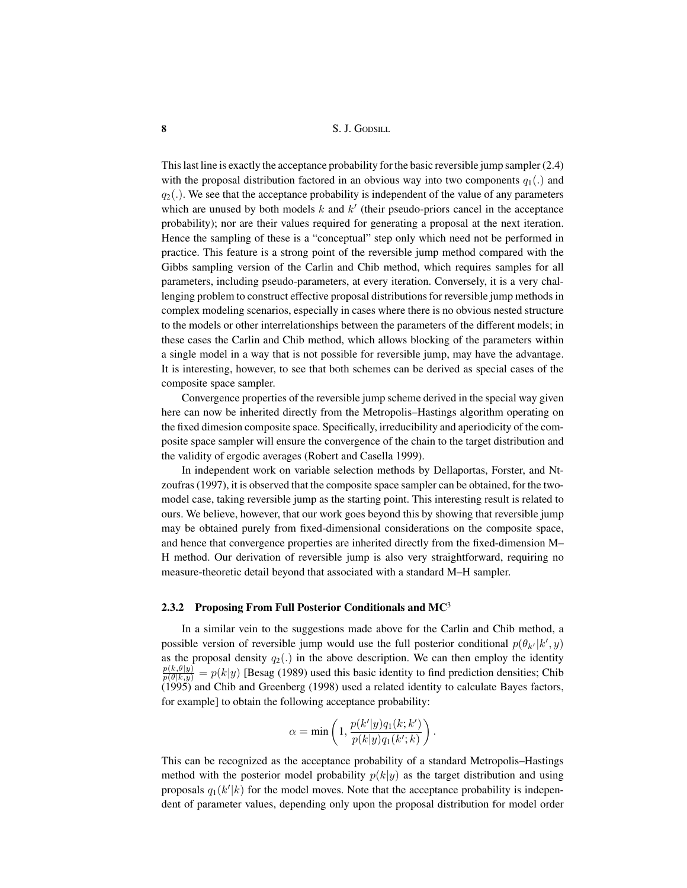This last line is exactly the acceptance probability for the basic reversible jump sampler (2.4) with the proposal distribution factored in an obvious way into two components $q_1(.)$ and $q_2(.)$. We see that the acceptance probability is independent of the value of any parameters which are unused by both models $k$ and $k'$ (their pseudo-priors cancel in the acceptance probability); nor are their values required for generating a proposal at the next iteration. Hence the sampling of these is a "conceptual" step only which need not be performed in practice. This feature is a strong point of the reversible jump method compared with the Gibbs sampling version of the Carlin and Chib method, which requires samples for all parameters, including pseudo-parameters, at every iteration. Conversely, it is a very challenging problem to construct effective proposal distributions for reversible jump methods in complex modeling scenarios, especially in cases where there is no obvious nested structure to the models or other interrelationships between the parameters of the different models; in these cases the Carlin and Chib method, which allows blocking of the parameters within a single model in a way that is not possible for reversible jump, may have the advantage. It is interesting, however, to see that both schemes can be derived as special cases of the composite space sampler.

Convergence properties of the reversible jump scheme derived in the special way given here can now be inherited directly from the Metropolis–Hastings algorithm operating on the fixed dimesion composite space. Specifically, irreducibility and aperiodicity of the composite space sampler will ensure the convergence of the chain to the target distribution and the validity of ergodic averages (Robert and Casella 1999).

In independent work on variable selection methods by Dellaportas, Forster, and Ntzoufras (1997), it is observed that the composite space sampler can be obtained, for the two-model case, taking reversible jump as the starting point. This interesting result is related to ours. We believe, however, that our work goes beyond this by showing that reversible jump may be obtained purely from fixed-dimensional considerations on the composite space, and hence that convergence properties are inherited directly from the fixed-dimension M–H method. Our derivation of reversible jump is also very straightforward, requiring no measure-theoretic detail beyond that associated with a standard M–H sampler.

### 2.3.2 Proposing From Full Posterior Conditionals and MC$^3$

In a similar vein to the suggestions made above for the Carlin and Chib method, a possible version of reversible jump would use the full posterior conditional $p(\theta_{k'}|k', y)$ as the proposal density $q_2(.)$ in the above description. We can then employ the identity $\frac{p(k,\theta|y)}{p(\theta|k,y)} = p(k|y)$ [Besag (1989) used this basic identity to find prediction densities; Chib (1995) and Chib and Greenberg (1998) used a related identity to calculate Bayes factors, for example] to obtain the following acceptance probability:

$$\alpha = \min\left(1, \frac{p(k'|y)q_1(k;k')}{p(k|y)q_1(k';k)}\right).$$

This can be recognized as the acceptance probability of a standard Metropolis–Hastings method with the posterior model probability $p(k|y)$ as the target distribution and using proposals $q_1(k'|k)$ for the model moves. Note that the acceptance probability is independent of parameter values, depending only upon the proposal distribution for model order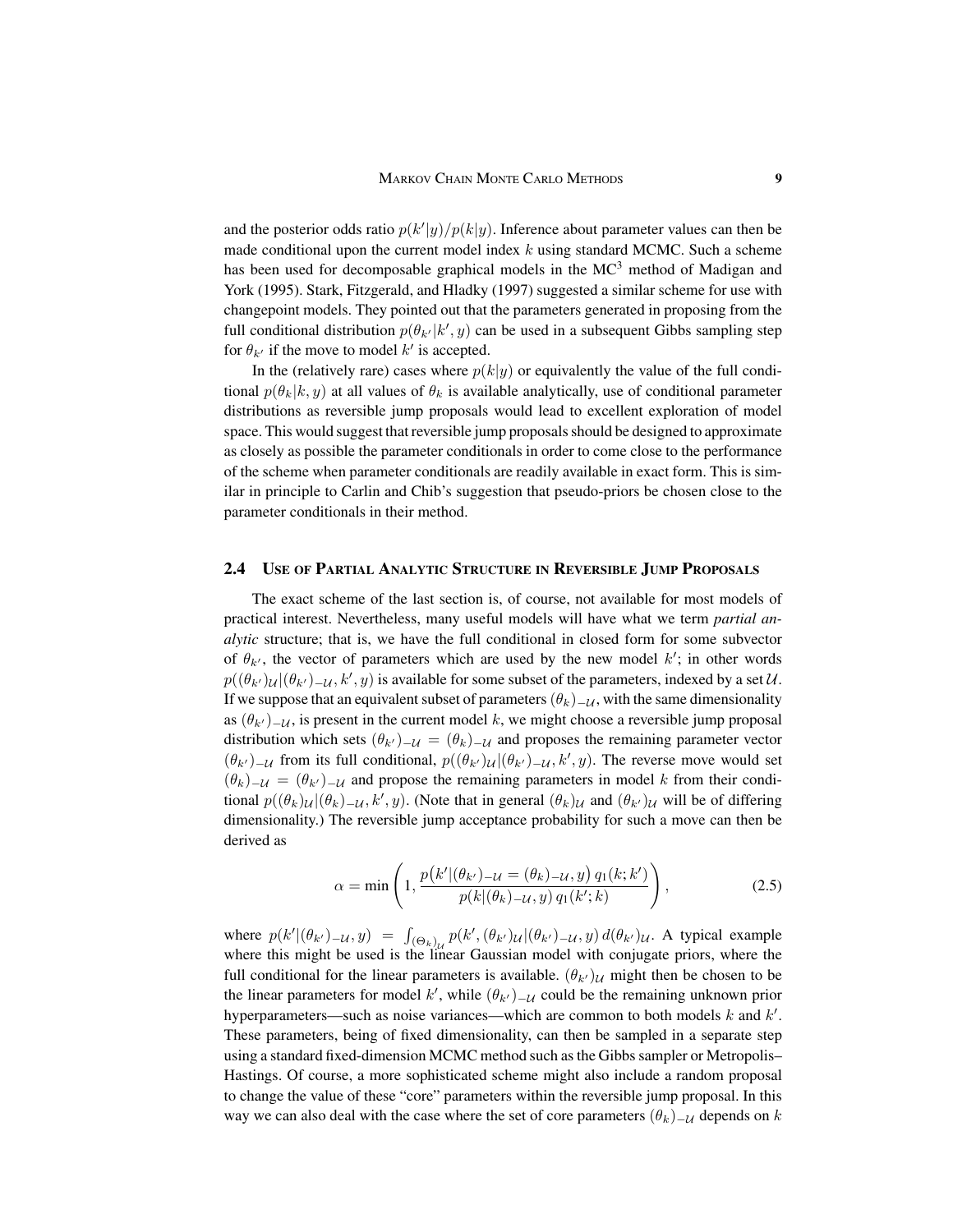and the posterior odds ratio $p(k'|y)/p(k|y)$. Inference about parameter values can then be made conditional upon the current model index $k$ using standard MCMC. Such a scheme has been used for decomposable graphical models in the MC$^3$ method of Madigan and York (1995). Stark, Fitzgerald, and Hladky (1997) suggested a similar scheme for use with changepoint models. They pointed out that the parameters generated in proposing from the full conditional distribution $p(\theta_{k'}|k', y)$ can be used in a subsequent Gibbs sampling step for $\theta_{k'}$ if the move to model $k'$ is accepted.

In the (relatively rare) cases where $p(k|y)$ or equivalently the value of the full conditional $p(\theta_k|k, y)$ at all values of $\theta_k$ is available analytically, use of conditional parameter distributions as reversible jump proposals would lead to excellent exploration of model space. This would suggest that reversible jump proposals should be designed to approximate as closely as possible the parameter conditionals in order to come close to the performance of the scheme when parameter conditionals are readily available in exact form. This is similar in principle to Carlin and Chib's suggestion that pseudo-priors be chosen close to the parameter conditionals in their method.

## 2.4 Use of Partial Analytic Structure in Reversible Jump Proposals

The exact scheme of the last section is, of course, not available for most models of practical interest. Nevertheless, many useful models will have what we term *partial analytic* structure; that is, we have the full conditional in closed form for some subvector of $\theta_{k'}$, the vector of parameters which are used by the new model $k'$; in other words $p((\theta_{k'})_{\mathcal{U}}|(\theta_{k'})_{-\mathcal{U}}, k', y)$ is available for some subset of the parameters, indexed by a set $\mathcal{U}$. If we suppose that an equivalent subset of parameters $(\theta_k)_{-\mathcal{U}}$, with the same dimensionality as $(\theta_{k'})_{-\mathcal{U}}$, is present in the current model $k$, we might choose a reversible jump proposal distribution which sets $(\theta_{k'})_{-\mathcal{U}} = (\theta_k)_{-\mathcal{U}}$ and proposes the remaining parameter vector $(\theta_{k'})_{-\mathcal{U}}$ from its full conditional, $p((\theta_{k'})_{\mathcal{U}}|(\theta_{k'})_{-\mathcal{U}}, k', y)$. The reverse move would set $(\theta_k)_{-\mathcal{U}} = (\theta_{k'})_{-\mathcal{U}}$ and propose the remaining parameters in model $k$ from their conditional $p((\theta_k)_{\mathcal{U}}|(\theta_k)_{-\mathcal{U}}, k', y)$. (Note that in general $(\theta_k)_{\mathcal{U}}$ and $(\theta_{k'})_{\mathcal{U}}$ will be of differing dimensionality.) The reversible jump acceptance probability for such a move can then be derived as

$$\alpha = \min\left(1, \frac{p\big(k'|(\theta_{k'})_{-\mathcal{U}} = (\theta_k)_{-\mathcal{U}}, y\big)\, q_1(k; k')}{p(k|(\theta_k)_{-\mathcal{U}}, y)\, q_1(k'; k)}\right), \tag{2.5}$$

where $p(k'|(\theta_{k'})_{-\mathcal{U}}, y) = \int_{(\Theta_k)_{\mathcal{U}}} p(k', (\theta_{k'})_{\mathcal{U}}|(\theta_{k'})_{-\mathcal{U}}, y)\, d(\theta_{k'})_{\mathcal{U}}$. A typical example where this might be used is the linear Gaussian model with conjugate priors, where the full conditional for the linear parameters is available. $(\theta_{k'})_{\mathcal{U}}$ might then be chosen to be the linear parameters for model $k'$, while $(\theta_{k'})_{-\mathcal{U}}$ could be the remaining unknown prior hyperparameters—such as noise variances—which are common to both models $k$ and $k'$. These parameters, being of fixed dimensionality, can then be sampled in a separate step using a standard fixed-dimension MCMC method such as the Gibbs sampler or Metropolis–Hastings. Of course, a more sophisticated scheme might also include a random proposal to change the value of these "core" parameters within the reversible jump proposal. In this way we can also deal with the case where the set of core parameters $(\theta_k)_{-\mathcal{U}}$ depends on $k$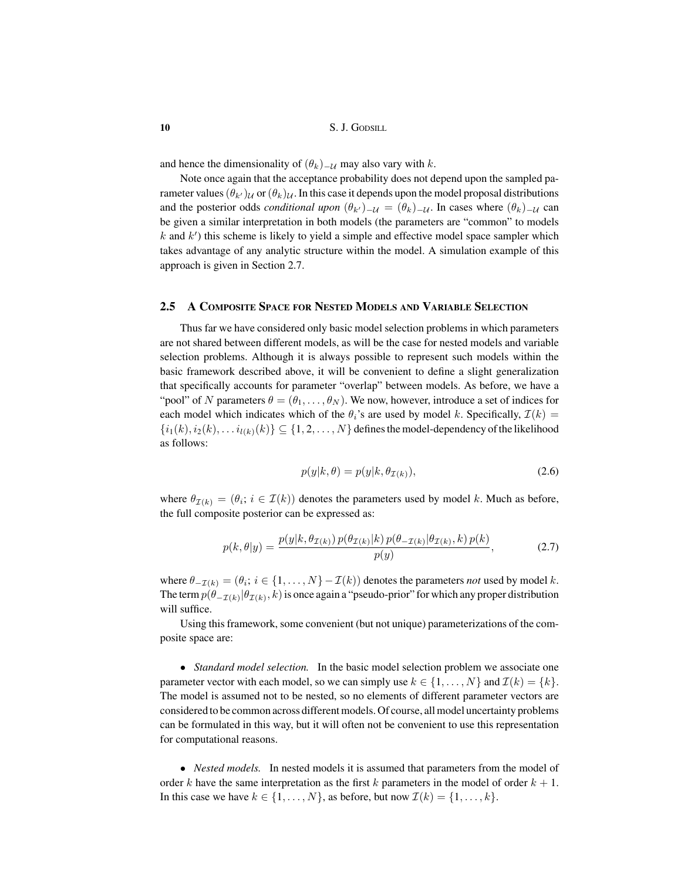and hence the dimensionality of $(\theta_k)_{-\mathcal{U}}$ may also vary with $k$.

Note once again that the acceptance probability does not depend upon the sampled parameter values $(\theta_{k'})_{\mathcal{U}}$ or $(\theta_k)_{\mathcal{U}}$. In this case it depends upon the model proposal distributions and the posterior odds *conditional upon* $(\theta_{k'})_{-\mathcal{U}} = (\theta_k)_{-\mathcal{U}}$. In cases where $(\theta_k)_{-\mathcal{U}}$ can be given a similar interpretation in both models (the parameters are "common" to models $k$ and $k'$) this scheme is likely to yield a simple and effective model space sampler which takes advantage of any analytic structure within the model. A simulation example of this approach is given in Section 2.7.

## 2.5 A Composite Space for Nested Models and Variable Selection

Thus far we have considered only basic model selection problems in which parameters are not shared between different models, as will be the case for nested models and variable selection problems. Although it is always possible to represent such models within the basic framework described above, it will be convenient to define a slight generalization that specifically accounts for parameter "overlap" between models. As before, we have a "pool" of $N$ parameters $\theta = (\theta_1, \ldots, \theta_N)$. We now, however, introduce a set of indices for each model which indicates which of the $\theta_i$'s are used by model $k$. Specifically, $\mathcal{I}(k) = \{i_1(k), i_2(k), \ldots i_{l(k)}(k)\} \subseteq \{1, 2, \ldots, N\}$ defines the model-dependency of the likelihood as follows:

$$p(y|k, \theta) = p(y|k, \theta_{\mathcal{I}(k)}), \tag{2.6}$$

where $\theta_{\mathcal{I}(k)} = (\theta_i;\, i \in \mathcal{I}(k))$ denotes the parameters used by model $k$. Much as before, the full composite posterior can be expressed as:

$$p(k, \theta|y) = \frac{p(y|k, \theta_{\mathcal{I}(k)})\, p(\theta_{\mathcal{I}(k)}|k)\, p(\theta_{-\mathcal{I}(k)}|\theta_{\mathcal{I}(k)}, k)\, p(k)}{p(y)}, \tag{2.7}$$

where $\theta_{-\mathcal{I}(k)} = (\theta_i;\, i \in \{1, \ldots, N\} - \mathcal{I}(k))$ denotes the parameters *not* used by model $k$. The term $p(\theta_{-\mathcal{I}(k)}|\theta_{\mathcal{I}(k)}, k)$ is once again a "pseudo-prior" for which any proper distribution will suffice.

Using this framework, some convenient (but not unique) parameterizations of the composite space are:

- *Standard model selection.* In the basic model selection problem we associate one parameter vector with each model, so we can simply use $k \in \{1, \ldots, N\}$ and $\mathcal{I}(k) = \{k\}$. The model is assumed not to be nested, so no elements of different parameter vectors are considered to be common across different models. Of course, all model uncertainty problems can be formulated in this way, but it will often not be convenient to use this representation for computational reasons.

- *Nested models.* In nested models it is assumed that parameters from the model of order $k$ have the same interpretation as the first $k$ parameters in the model of order $k+1$. In this case we have $k \in \{1, \ldots, N\}$, as before, but now $\mathcal{I}(k) = \{1, \ldots, k\}$.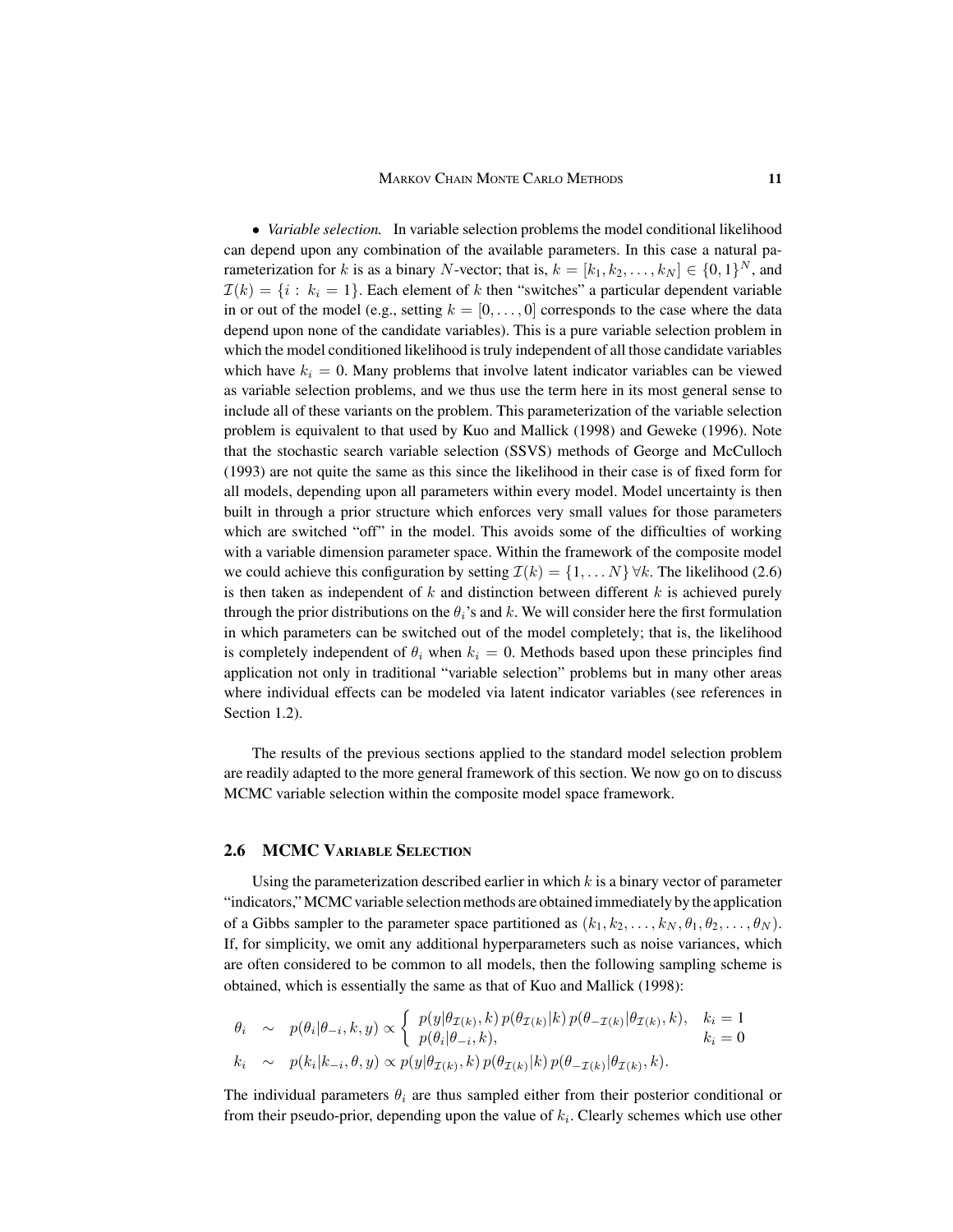• *Variable selection.* In variable selection problems the model conditional likelihood can depend upon any combination of the available parameters. In this case a natural parameterization for $k$ is as a binary $N$-vector; that is, $k = [k_1, k_2, \ldots, k_N] \in \{0, 1\}^N$, and $\mathcal{I}(k) = \{i : k_i = 1\}$. Each element of $k$ then "switches" a particular dependent variable in or out of the model (e.g., setting $k = [0, \ldots, 0]$ corresponds to the case where the data depend upon none of the candidate variables). This is a pure variable selection problem in which the model conditioned likelihood is truly independent of all those candidate variables which have $k_i = 0$. Many problems that involve latent indicator variables can be viewed as variable selection problems, and we thus use the term here in its most general sense to include all of these variants on the problem. This parameterization of the variable selection problem is equivalent to that used by Kuo and Mallick (1998) and Geweke (1996). Note that the stochastic search variable selection (SSVS) methods of George and McCulloch (1993) are not quite the same as this since the likelihood in their case is of fixed form for all models, depending upon all parameters within every model. Model uncertainty is then built in through a prior structure which enforces very small values for those parameters which are switched "off" in the model. This avoids some of the difficulties of working with a variable dimension parameter space. Within the framework of the composite model we could achieve this configuration by setting $\mathcal{I}(k) = \{1, \ldots N\}\, \forall k$. The likelihood (2.6) is then taken as independent of $k$ and distinction between different $k$ is achieved purely through the prior distributions on the $\theta_i$'s and $k$. We will consider here the first formulation in which parameters can be switched out of the model completely; that is, the likelihood is completely independent of $\theta_i$ when $k_i = 0$. Methods based upon these principles find application not only in traditional "variable selection" problems but in many other areas where individual effects can be modeled via latent indicator variables (see references in Section 1.2).

The results of the previous sections applied to the standard model selection problem are readily adapted to the more general framework of this section. We now go on to discuss MCMC variable selection within the composite model space framework.

## 2.6 MCMC Variable Selection

Using the parameterization described earlier in which $k$ is a binary vector of parameter "indicators," MCMC variable selection methods are obtained immediately by the application of a Gibbs sampler to the parameter space partitioned as $(k_1, k_2, \ldots, k_N, \theta_1, \theta_2, \ldots, \theta_N)$. If, for simplicity, we omit any additional hyperparameters such as noise variances, which are often considered to be common to all models, then the following sampling scheme is obtained, which is essentially the same as that of Kuo and Mallick (1998):

$$
\begin{aligned}
\theta_i &\sim p(\theta_i | \theta_{-i}, k, y) \propto \begin{cases} p(y|\theta_{\mathcal{I}(k)}, k)\, p(\theta_{\mathcal{I}(k)}|k)\, p(\theta_{-\mathcal{I}(k)}|\theta_{\mathcal{I}(k)}, k), & k_i = 1 \\ p(\theta_i|\theta_{-i}, k), & k_i = 0 \end{cases} \\
k_i &\sim p(k_i|k_{-i}, \theta, y) \propto p(y|\theta_{\mathcal{I}(k)}, k)\, p(\theta_{\mathcal{I}(k)}|k)\, p(\theta_{-\mathcal{I}(k)}|\theta_{\mathcal{I}(k)}, k).
\end{aligned}
$$

The individual parameters $\theta_i$ are thus sampled either from their posterior conditional or from their pseudo-prior, depending upon the value of $k_i$. Clearly schemes which use other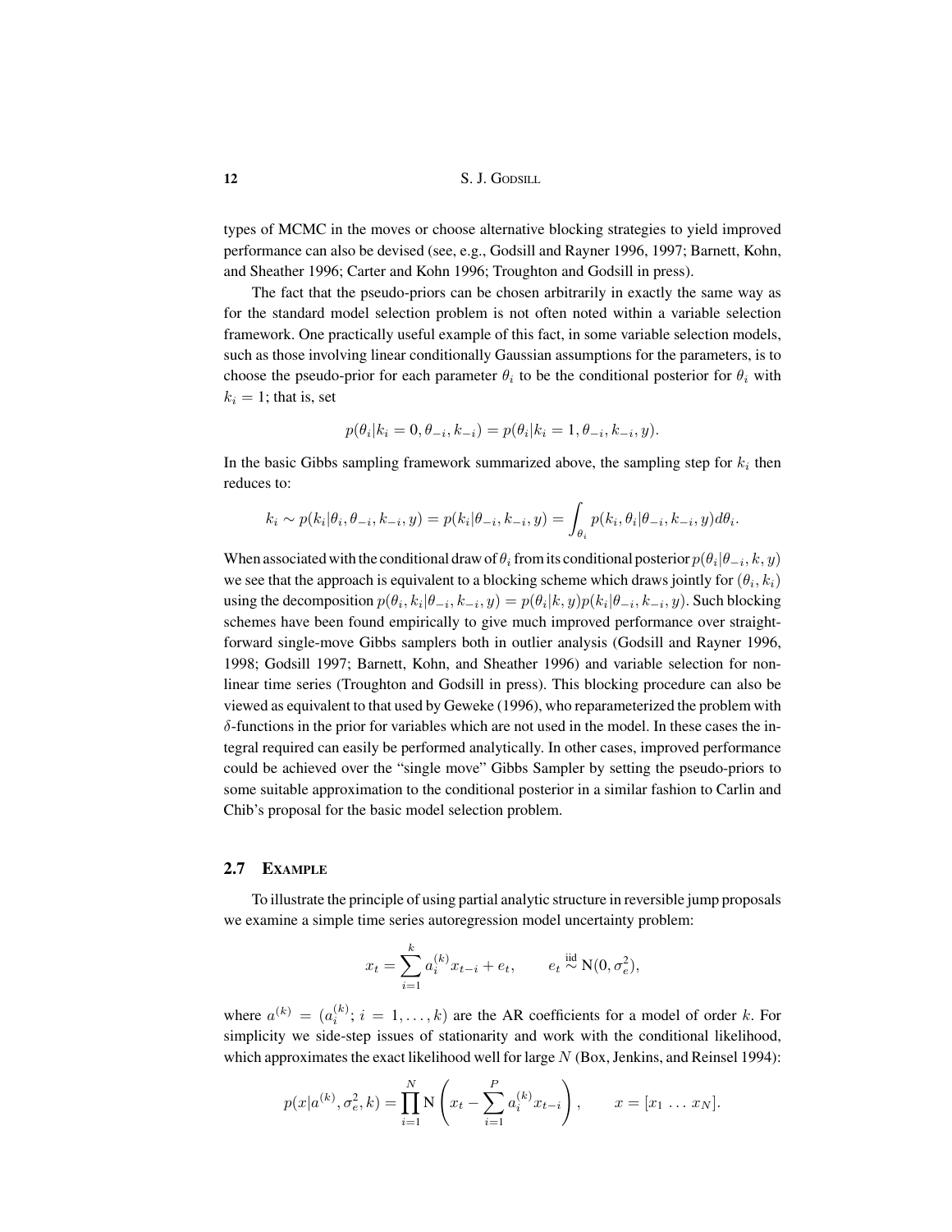types of MCMC in the moves or choose alternative blocking strategies to yield improved performance can also be devised (see, e.g., Godsill and Rayner 1996, 1997; Barnett, Kohn, and Sheather 1996; Carter and Kohn 1996; Troughton and Godsill in press).

The fact that the pseudo-priors can be chosen arbitrarily in exactly the same way as for the standard model selection problem is not often noted within a variable selection framework. One practically useful example of this fact, in some variable selection models, such as those involving linear conditionally Gaussian assumptions for the parameters, is to choose the pseudo-prior for each parameter $\theta_i$ to be the conditional posterior for $\theta_i$ with $k_i = 1$; that is, set

$$p(\theta_i | k_i = 0, \theta_{-i}, k_{-i}) = p(\theta_i | k_i = 1, \theta_{-i}, k_{-i}, y).$$

In the basic Gibbs sampling framework summarized above, the sampling step for $k_i$ then reduces to:

$$k_i \sim p(k_i | \theta_i, \theta_{-i}, k_{-i}, y) = p(k_i | \theta_{-i}, k_{-i}, y) = \int_{\theta_i} p(k_i, \theta_i | \theta_{-i}, k_{-i}, y) d\theta_i.$$

When associated with the conditional draw of $\theta_i$ from its conditional posterior $p(\theta_i | \theta_{-i}, k, y)$ we see that the approach is equivalent to a blocking scheme which draws jointly for $(\theta_i, k_i)$ using the decomposition $p(\theta_i, k_i | \theta_{-i}, k_{-i}, y) = p(\theta_i | k, y) p(k_i | \theta_{-i}, k_{-i}, y)$. Such blocking schemes have been found empirically to give much improved performance over straightforward single-move Gibbs samplers both in outlier analysis (Godsill and Rayner 1996, 1998; Godsill 1997; Barnett, Kohn, and Sheather 1996) and variable selection for nonlinear time series (Troughton and Godsill in press). This blocking procedure can also be viewed as equivalent to that used by Geweke (1996), who reparameterized the problem with $\delta$-functions in the prior for variables which are not used in the model. In these cases the integral required can easily be performed analytically. In other cases, improved performance could be achieved over the "single move" Gibbs Sampler by setting the pseudo-priors to some suitable approximation to the conditional posterior in a similar fashion to Carlin and Chib's proposal for the basic model selection problem.

## 2.7 Example

To illustrate the principle of using partial analytic structure in reversible jump proposals we examine a simple time series autoregression model uncertainty problem:

$$x_t = \sum_{i=1}^{k} a_i^{(k)} x_{t-i} + e_t, \qquad e_t \overset{\text{iid}}{\sim} \text{N}(0, \sigma_e^2),$$

where $a^{(k)} = (a_i^{(k)};\, i = 1, \ldots, k)$ are the AR coefficients for a model of order $k$. For simplicity we side-step issues of stationarity and work with the conditional likelihood, which approximates the exact likelihood well for large $N$ (Box, Jenkins, and Reinsel 1994):

$$p(x | a^{(k)}, \sigma_e^2, k) = \prod_{i=1}^{N} \text{N}\left( x_t - \sum_{i=1}^{P} a_i^{(k)} x_{t-i} \right), \qquad x = [x_1 \ldots x_N].$$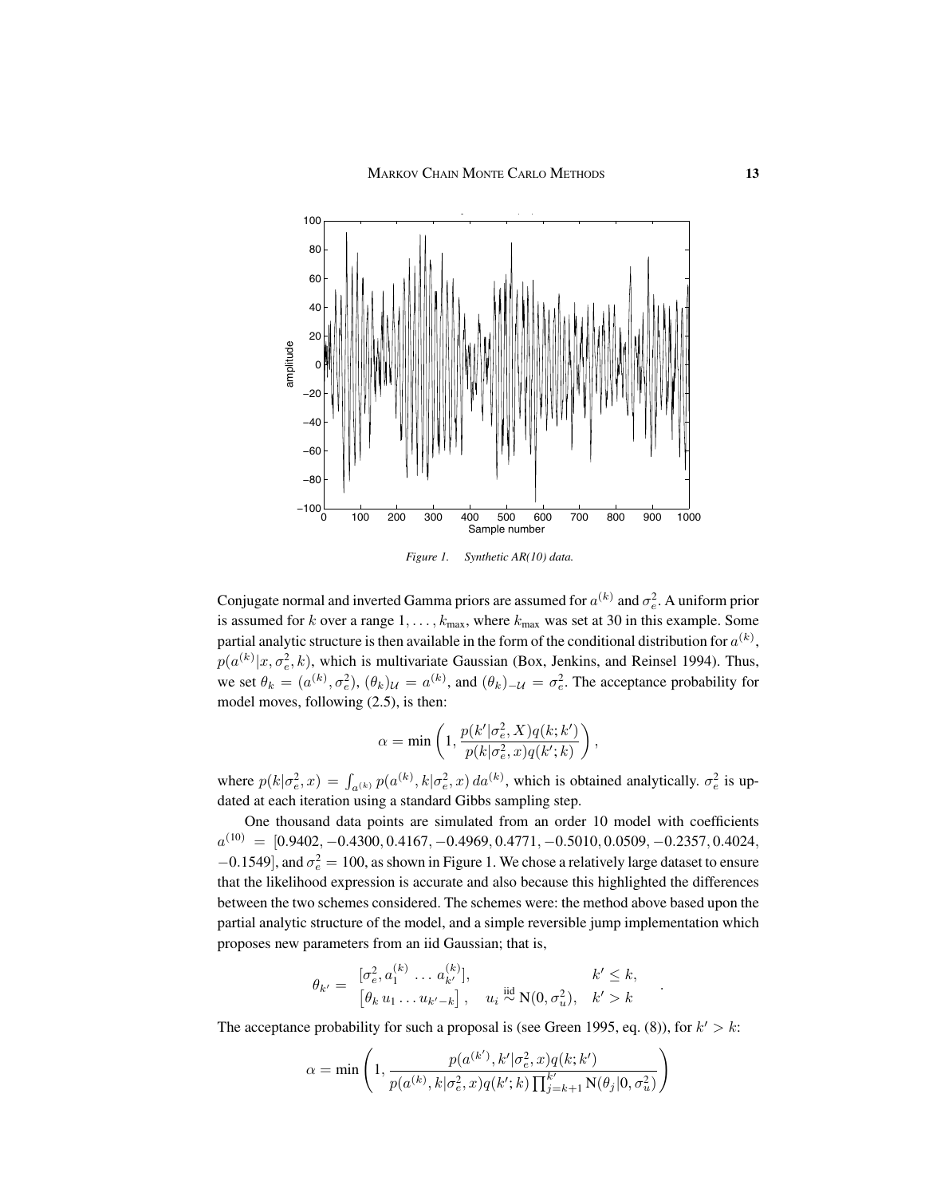*Figure 1. Synthetic AR(10) data.*

Conjugate normal and inverted Gamma priors are assumed for $a^{(k)}$ and $\sigma_e^2$. A uniform prior is assumed for $k$ over a range $1, \ldots, k_{\max}$, where $k_{\max}$ was set at 30 in this example. Some partial analytic structure is then available in the form of the conditional distribution for $a^{(k)}$, $p(a^{(k)}|x, \sigma_e^2, k)$, which is multivariate Gaussian (Box, Jenkins, and Reinsel 1994). Thus, we set $\theta_k = (a^{(k)}, \sigma_e^2)$, $(\theta_k)_{\mathcal{U}} = a^{(k)}$, and $(\theta_k)_{-\mathcal{U}} = \sigma_e^2$. The acceptance probability for model moves, following (2.5), is then:

$$\alpha = \min\left(1, \frac{p(k'|\sigma_e^2, X)q(k; k')}{p(k|\sigma_e^2, x)q(k'; k)}\right),$$

where $p(k|\sigma_e^2, x) = \int_{a^{(k)}} p(a^{(k)}, k|\sigma_e^2, x)\, da^{(k)}$, which is obtained analytically. $\sigma_e^2$ is updated at each iteration using a standard Gibbs sampling step.

One thousand data points are simulated from an order 10 model with coefficients $a^{(10)} = [0.9402, -0.4300, 0.4167, -0.4969, 0.4771, -0.5010, 0.0509, -0.2357, 0.4024, -0.1549]$, and $\sigma_e^2 = 100$, as shown in Figure 1. We chose a relatively large dataset to ensure that the likelihood expression is accurate and also because this highlighted the differences between the two schemes considered. The schemes were: the method above based upon the partial analytic structure of the model, and a simple reversible jump implementation which proposes new parameters from an iid Gaussian; that is,

$$\theta_{k'} = \begin{array}{ll} [\sigma_e^2, a_1^{(k)} \ldots a_{k'}^{(k)}], & k' \leq k, \\ \left[\theta_k\, u_1 \ldots u_{k'-k}\right], \quad u_i \stackrel{\text{iid}}{\sim} \mathrm{N}(0, \sigma_u^2), & k' > k \end{array}.$$

The acceptance probability for such a proposal is (see Green 1995, eq. (8)), for $k' > k$:

$$\alpha = \min\left(1, \frac{p(a^{(k')}, k'|\sigma_e^2, x)q(k; k')}{p(a^{(k)}, k|\sigma_e^2, x)q(k'; k)\prod_{j=k+1}^{k'} \mathrm{N}(\theta_j|0, \sigma_u^2)}\right)$$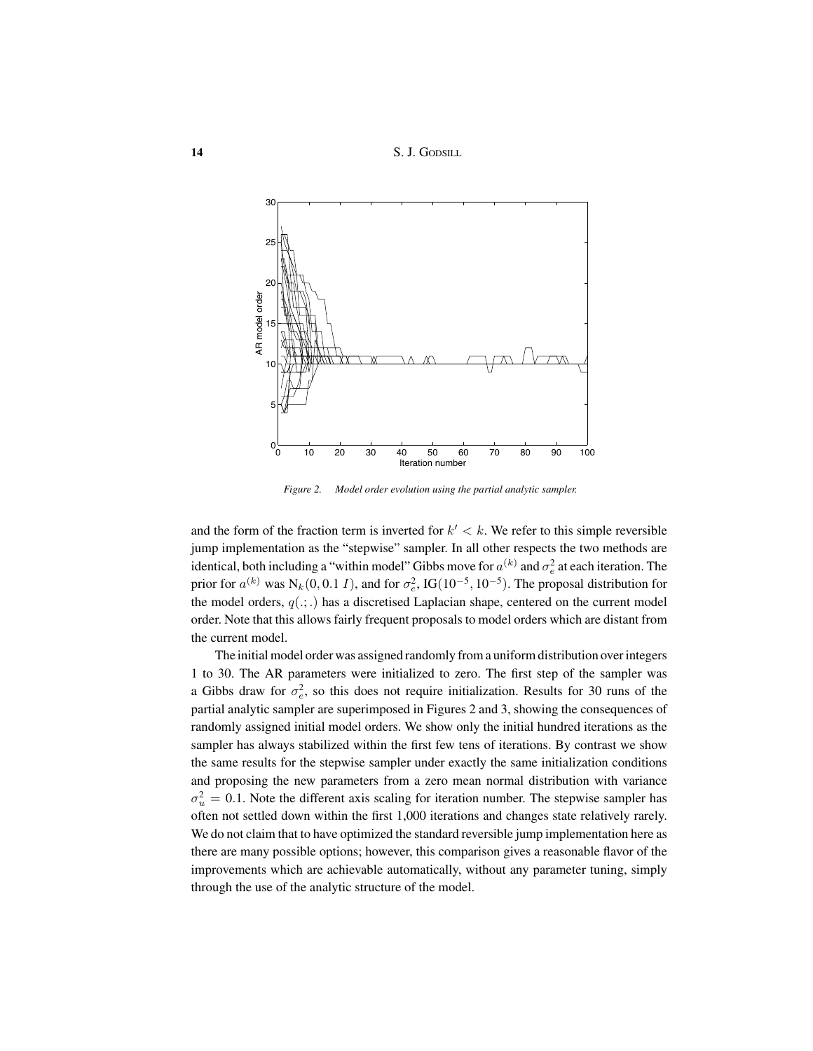*Figure 2. Model order evolution using the partial analytic sampler.*

and the form of the fraction term is inverted for $k' < k$. We refer to this simple reversible jump implementation as the "stepwise" sampler. In all other respects the two methods are identical, both including a "within model" Gibbs move for $a^{(k)}$ and $\sigma_e^2$ at each iteration. The prior for $a^{(k)}$ was $\mathrm{N}_k(0, 0.1\ I)$, and for $\sigma_e^2$, $\mathrm{IG}(10^{-5}, 10^{-5})$. The proposal distribution for the model orders, $q(.;.)$ has a discretised Laplacian shape, centered on the current model order. Note that this allows fairly frequent proposals to model orders which are distant from the current model.

The initial model order was assigned randomly from a uniform distribution over integers 1 to 30. The AR parameters were initialized to zero. The first step of the sampler was a Gibbs draw for $\sigma_e^2$, so this does not require initialization. Results for 30 runs of the partial analytic sampler are superimposed in Figures 2 and 3, showing the consequences of randomly assigned initial model orders. We show only the initial hundred iterations as the sampler has always stabilized within the first few tens of iterations. By contrast we show the same results for the stepwise sampler under exactly the same initialization conditions and proposing the new parameters from a zero mean normal distribution with variance $\sigma_u^2 = 0.1$. Note the different axis scaling for iteration number. The stepwise sampler has often not settled down within the first 1,000 iterations and changes state relatively rarely. We do not claim that to have optimized the standard reversible jump implementation here as there are many possible options; however, this comparison gives a reasonable flavor of the improvements which are achievable automatically, without any parameter tuning, simply through the use of the analytic structure of the model.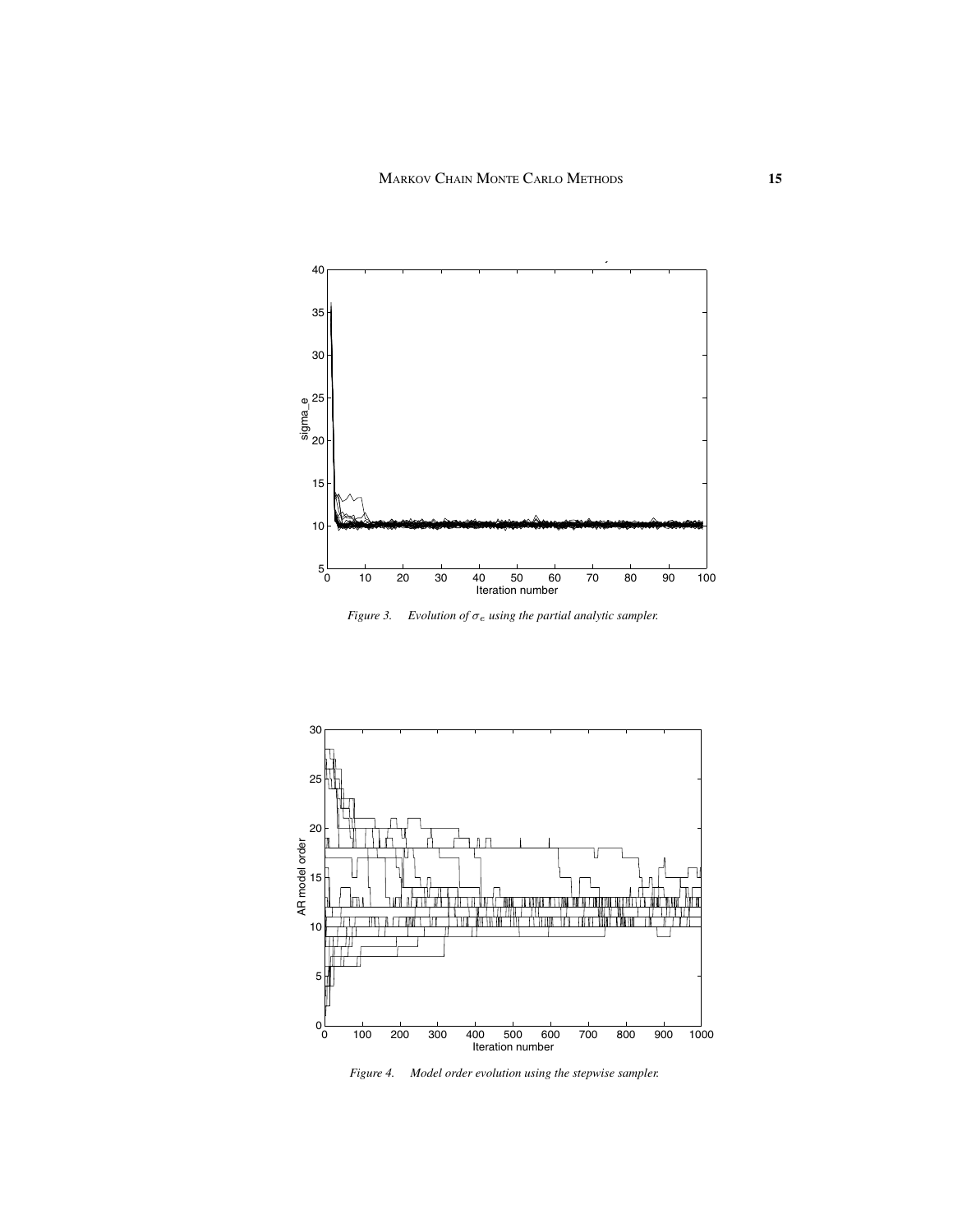*Figure 3.* *Evolution of $\sigma_e$ using the partial analytic sampler.*

*Figure 4.* *Model order evolution using the stepwise sampler.*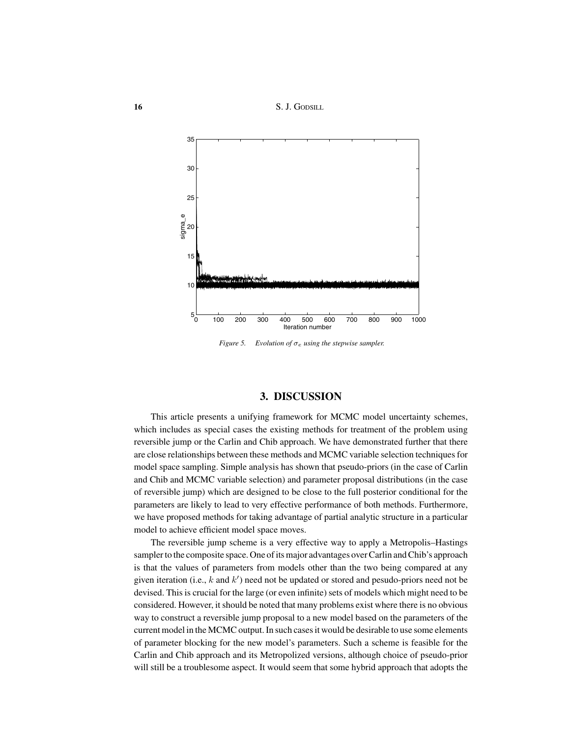Figure 5. Evolution of $\sigma_e$ using the stepwise sampler.

## 3. DISCUSSION

This article presents a unifying framework for MCMC model uncertainty schemes, which includes as special cases the existing methods for treatment of the problem using reversible jump or the Carlin and Chib approach. We have demonstrated further that there are close relationships between these methods and MCMC variable selection techniques for model space sampling. Simple analysis has shown that pseudo-priors (in the case of Carlin and Chib and MCMC variable selection) and parameter proposal distributions (in the case of reversible jump) which are designed to be close to the full posterior conditional for the parameters are likely to lead to very effective performance of both methods. Furthermore, we have proposed methods for taking advantage of partial analytic structure in a particular model to achieve efficient model space moves.

The reversible jump scheme is a very effective way to apply a Metropolis–Hastings sampler to the composite space. One of its major advantages over Carlin and Chib's approach is that the values of parameters from models other than the two being compared at any given iteration (i.e., $k$ and $k'$) need not be updated or stored and pesudo-priors need not be devised. This is crucial for the large (or even infinite) sets of models which might need to be considered. However, it should be noted that many problems exist where there is no obvious way to construct a reversible jump proposal to a new model based on the parameters of the current model in the MCMC output. In such cases it would be desirable to use some elements of parameter blocking for the new model's parameters. Such a scheme is feasible for the Carlin and Chib approach and its Metropolized versions, although choice of pseudo-prior will still be a troublesome aspect. It would seem that some hybrid approach that adopts the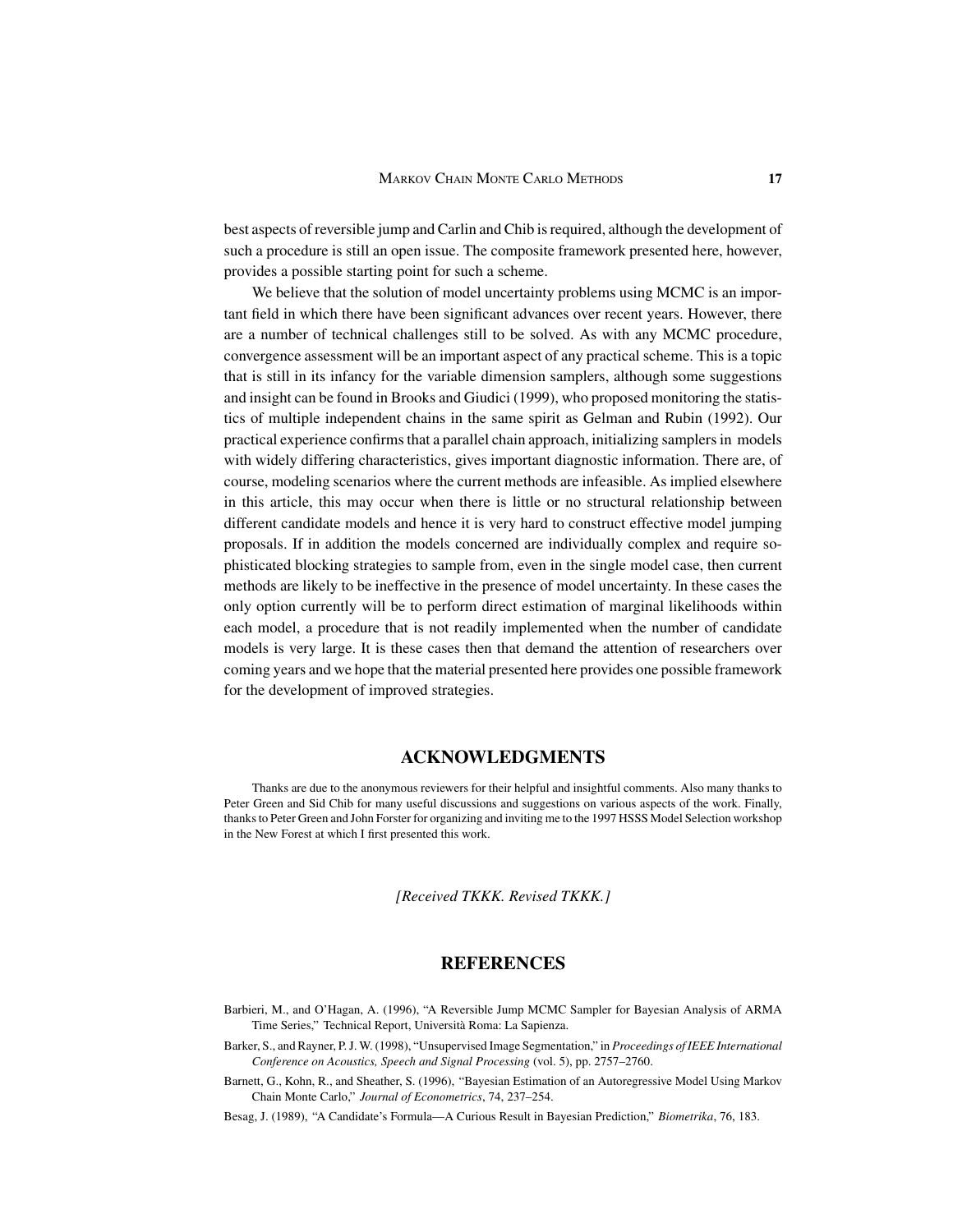best aspects of reversible jump and Carlin and Chib is required, although the development of such a procedure is still an open issue. The composite framework presented here, however, provides a possible starting point for such a scheme.

We believe that the solution of model uncertainty problems using MCMC is an important field in which there have been significant advances over recent years. However, there are a number of technical challenges still to be solved. As with any MCMC procedure, convergence assessment will be an important aspect of any practical scheme. This is a topic that is still in its infancy for the variable dimension samplers, although some suggestions and insight can be found in Brooks and Giudici (1999), who proposed monitoring the statistics of multiple independent chains in the same spirit as Gelman and Rubin (1992). Our practical experience confirms that a parallel chain approach, initializing samplers in models with widely differing characteristics, gives important diagnostic information. There are, of course, modeling scenarios where the current methods are infeasible. As implied elsewhere in this article, this may occur when there is little or no structural relationship between different candidate models and hence it is very hard to construct effective model jumping proposals. If in addition the models concerned are individually complex and require sophisticated blocking strategies to sample from, even in the single model case, then current methods are likely to be ineffective in the presence of model uncertainty. In these cases the only option currently will be to perform direct estimation of marginal likelihoods within each model, a procedure that is not readily implemented when the number of candidate models is very large. It is these cases then that demand the attention of researchers over coming years and we hope that the material presented here provides one possible framework for the development of improved strategies.

## ACKNOWLEDGMENTS

Thanks are due to the anonymous reviewers for their helpful and insightful comments. Also many thanks to Peter Green and Sid Chib for many useful discussions and suggestions on various aspects of the work. Finally, thanks to Peter Green and John Forster for organizing and inviting me to the 1997 HSSS Model Selection workshop in the New Forest at which I first presented this work.

*[Received TKKK. Revised TKKK.]*

## REFERENCES

Barbieri, M., and O'Hagan, A. (1996), "A Reversible Jump MCMC Sampler for Bayesian Analysis of ARMA Time Series," Technical Report, Università Roma: La Sapienza.

Barker, S., and Rayner, P. J. W. (1998), "Unsupervised Image Segmentation," in *Proceedings of IEEE International Conference on Acoustics, Speech and Signal Processing* (vol. 5), pp. 2757–2760.

Barnett, G., Kohn, R., and Sheather, S. (1996), "Bayesian Estimation of an Autoregressive Model Using Markov Chain Monte Carlo," *Journal of Econometrics*, 74, 237–254.

Besag, J. (1989), "A Candidate's Formula—A Curious Result in Bayesian Prediction," *Biometrika*, 76, 183.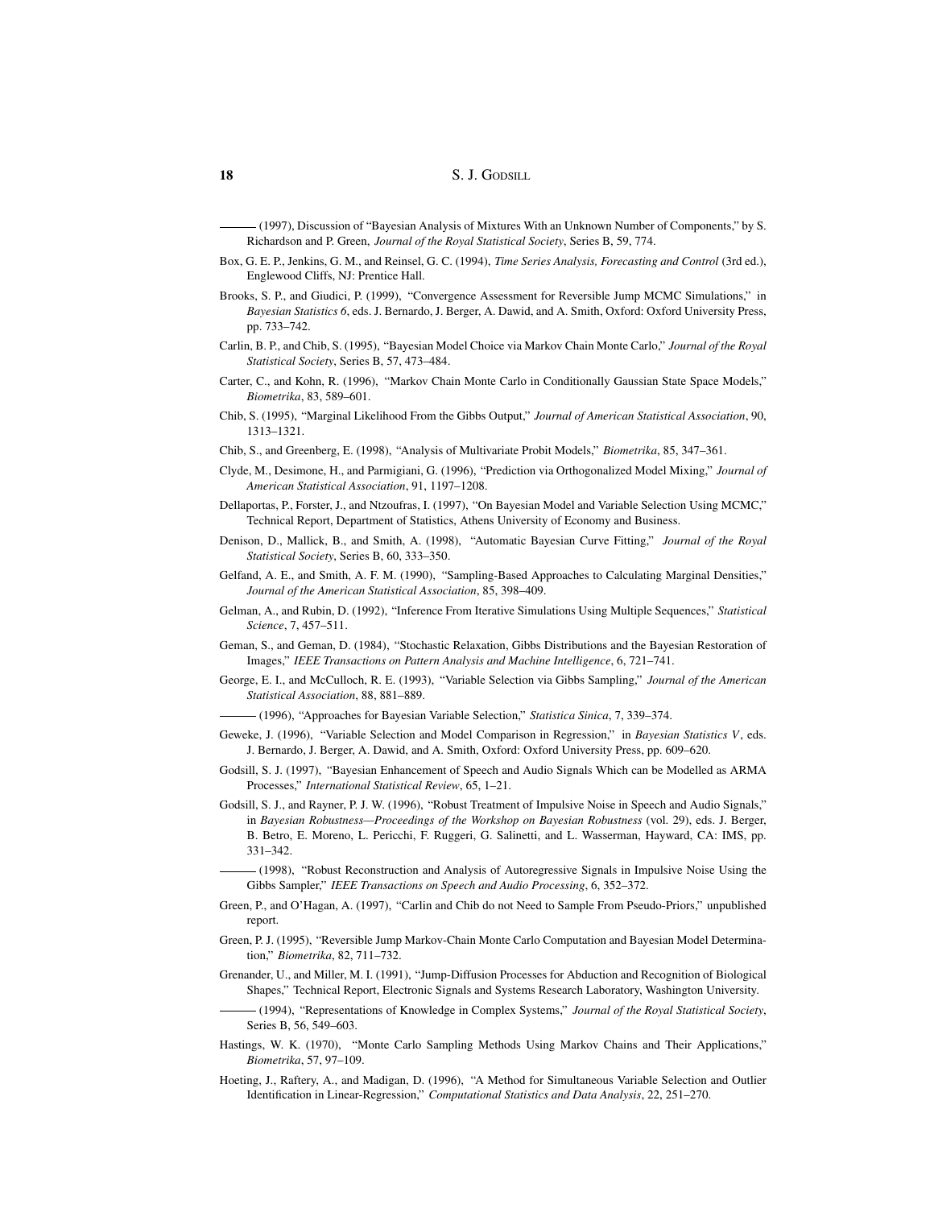——— (1997), Discussion of "Bayesian Analysis of Mixtures With an Unknown Number of Components," by S. Richardson and P. Green, *Journal of the Royal Statistical Society*, Series B, 59, 774.

Box, G. E. P., Jenkins, G. M., and Reinsel, G. C. (1994), *Time Series Analysis, Forecasting and Control* (3rd ed.), Englewood Cliffs, NJ: Prentice Hall.

Brooks, S. P., and Giudici, P. (1999), "Convergence Assessment for Reversible Jump MCMC Simulations," in *Bayesian Statistics 6*, eds. J. Bernardo, J. Berger, A. Dawid, and A. Smith, Oxford: Oxford University Press, pp. 733–742.

Carlin, B. P., and Chib, S. (1995), "Bayesian Model Choice via Markov Chain Monte Carlo," *Journal of the Royal Statistical Society*, Series B, 57, 473–484.

Carter, C., and Kohn, R. (1996), "Markov Chain Monte Carlo in Conditionally Gaussian State Space Models," *Biometrika*, 83, 589–601.

Chib, S. (1995), "Marginal Likelihood From the Gibbs Output," *Journal of American Statistical Association*, 90, 1313–1321.

Chib, S., and Greenberg, E. (1998), "Analysis of Multivariate Probit Models," *Biometrika*, 85, 347–361.

Clyde, M., Desimone, H., and Parmigiani, G. (1996), "Prediction via Orthogonalized Model Mixing," *Journal of American Statistical Association*, 91, 1197–1208.

Dellaportas, P., Forster, J., and Ntzoufras, I. (1997), "On Bayesian Model and Variable Selection Using MCMC," Technical Report, Department of Statistics, Athens University of Economy and Business.

Denison, D., Mallick, B., and Smith, A. (1998), "Automatic Bayesian Curve Fitting," *Journal of the Royal Statistical Society*, Series B, 60, 333–350.

Gelfand, A. E., and Smith, A. F. M. (1990), "Sampling-Based Approaches to Calculating Marginal Densities," *Journal of the American Statistical Association*, 85, 398–409.

Gelman, A., and Rubin, D. (1992), "Inference From Iterative Simulations Using Multiple Sequences," *Statistical Science*, 7, 457–511.

Geman, S., and Geman, D. (1984), "Stochastic Relaxation, Gibbs Distributions and the Bayesian Restoration of Images," *IEEE Transactions on Pattern Analysis and Machine Intelligence*, 6, 721–741.

George, E. I., and McCulloch, R. E. (1993), "Variable Selection via Gibbs Sampling," *Journal of the American Statistical Association*, 88, 881–889.

——— (1996), "Approaches for Bayesian Variable Selection," *Statistica Sinica*, 7, 339–374.

Geweke, J. (1996), "Variable Selection and Model Comparison in Regression," in *Bayesian Statistics V*, eds. J. Bernardo, J. Berger, A. Dawid, and A. Smith, Oxford: Oxford University Press, pp. 609–620.

Godsill, S. J. (1997), "Bayesian Enhancement of Speech and Audio Signals Which can be Modelled as ARMA Processes," *International Statistical Review*, 65, 1–21.

Godsill, S. J., and Rayner, P. J. W. (1996), "Robust Treatment of Impulsive Noise in Speech and Audio Signals," in *Bayesian Robustness—Proceedings of the Workshop on Bayesian Robustness* (vol. 29), eds. J. Berger, B. Betro, E. Moreno, L. Pericchi, F. Ruggeri, G. Salinetti, and L. Wasserman, Hayward, CA: IMS, pp. 331–342.

——— (1998), "Robust Reconstruction and Analysis of Autoregressive Signals in Impulsive Noise Using the Gibbs Sampler," *IEEE Transactions on Speech and Audio Processing*, 6, 352–372.

Green, P., and O'Hagan, A. (1997), "Carlin and Chib do not Need to Sample From Pseudo-Priors," unpublished report.

Green, P. J. (1995), "Reversible Jump Markov-Chain Monte Carlo Computation and Bayesian Model Determination," *Biometrika*, 82, 711–732.

Grenander, U., and Miller, M. I. (1991), "Jump-Diffusion Processes for Abduction and Recognition of Biological Shapes," Technical Report, Electronic Signals and Systems Research Laboratory, Washington University.

——— (1994), "Representations of Knowledge in Complex Systems," *Journal of the Royal Statistical Society*, Series B, 56, 549–603.

Hastings, W. K. (1970), "Monte Carlo Sampling Methods Using Markov Chains and Their Applications," *Biometrika*, 57, 97–109.

Hoeting, J., Raftery, A., and Madigan, D. (1996), "A Method for Simultaneous Variable Selection and Outlier Identification in Linear-Regression," *Computational Statistics and Data Analysis*, 22, 251–270.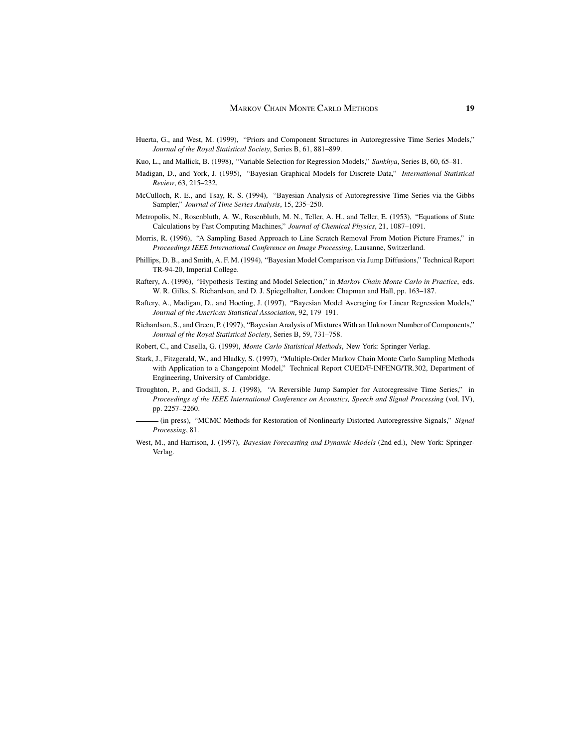Huerta, G., and West, M. (1999), "Priors and Component Structures in Autoregressive Time Series Models," *Journal of the Royal Statistical Society*, Series B, 61, 881–899.

Kuo, L., and Mallick, B. (1998), "Variable Selection for Regression Models," *Sankhya*, Series B, 60, 65–81.

Madigan, D., and York, J. (1995), "Bayesian Graphical Models for Discrete Data," *International Statistical Review*, 63, 215–232.

McCulloch, R. E., and Tsay, R. S. (1994), "Bayesian Analysis of Autoregressive Time Series via the Gibbs Sampler," *Journal of Time Series Analysis*, 15, 235–250.

Metropolis, N., Rosenbluth, A. W., Rosenbluth, M. N., Teller, A. H., and Teller, E. (1953), "Equations of State Calculations by Fast Computing Machines," *Journal of Chemical Physics*, 21, 1087–1091.

Morris, R. (1996), "A Sampling Based Approach to Line Scratch Removal From Motion Picture Frames," in *Proceedings IEEE International Conference on Image Processing*, Lausanne, Switzerland.

Phillips, D. B., and Smith, A. F. M. (1994), "Bayesian Model Comparison via Jump Diffusions," Technical Report TR-94-20, Imperial College.

Raftery, A. (1996), "Hypothesis Testing and Model Selection," in *Markov Chain Monte Carlo in Practice*, eds. W. R. Gilks, S. Richardson, and D. J. Spiegelhalter, London: Chapman and Hall, pp. 163–187.

Raftery, A., Madigan, D., and Hoeting, J. (1997), "Bayesian Model Averaging for Linear Regression Models," *Journal of the American Statistical Association*, 92, 179–191.

Richardson, S., and Green, P. (1997), "Bayesian Analysis of Mixtures With an Unknown Number of Components," *Journal of the Royal Statistical Society*, Series B, 59, 731–758.

Robert, C., and Casella, G. (1999), *Monte Carlo Statistical Methods*, New York: Springer Verlag.

Stark, J., Fitzgerald, W., and Hladky, S. (1997), "Multiple-Order Markov Chain Monte Carlo Sampling Methods with Application to a Changepoint Model," Technical Report CUED/F-INFENG/TR.302, Department of Engineering, University of Cambridge.

Troughton, P., and Godsill, S. J. (1998), "A Reversible Jump Sampler for Autoregressive Time Series," in *Proceedings of the IEEE International Conference on Acoustics, Speech and Signal Processing* (vol. IV), pp. 2257–2260.

——— (in press), "MCMC Methods for Restoration of Nonlinearly Distorted Autoregressive Signals," *Signal Processing*, 81.

West, M., and Harrison, J. (1997), *Bayesian Forecasting and Dynamic Models* (2nd ed.), New York: Springer-Verlag.